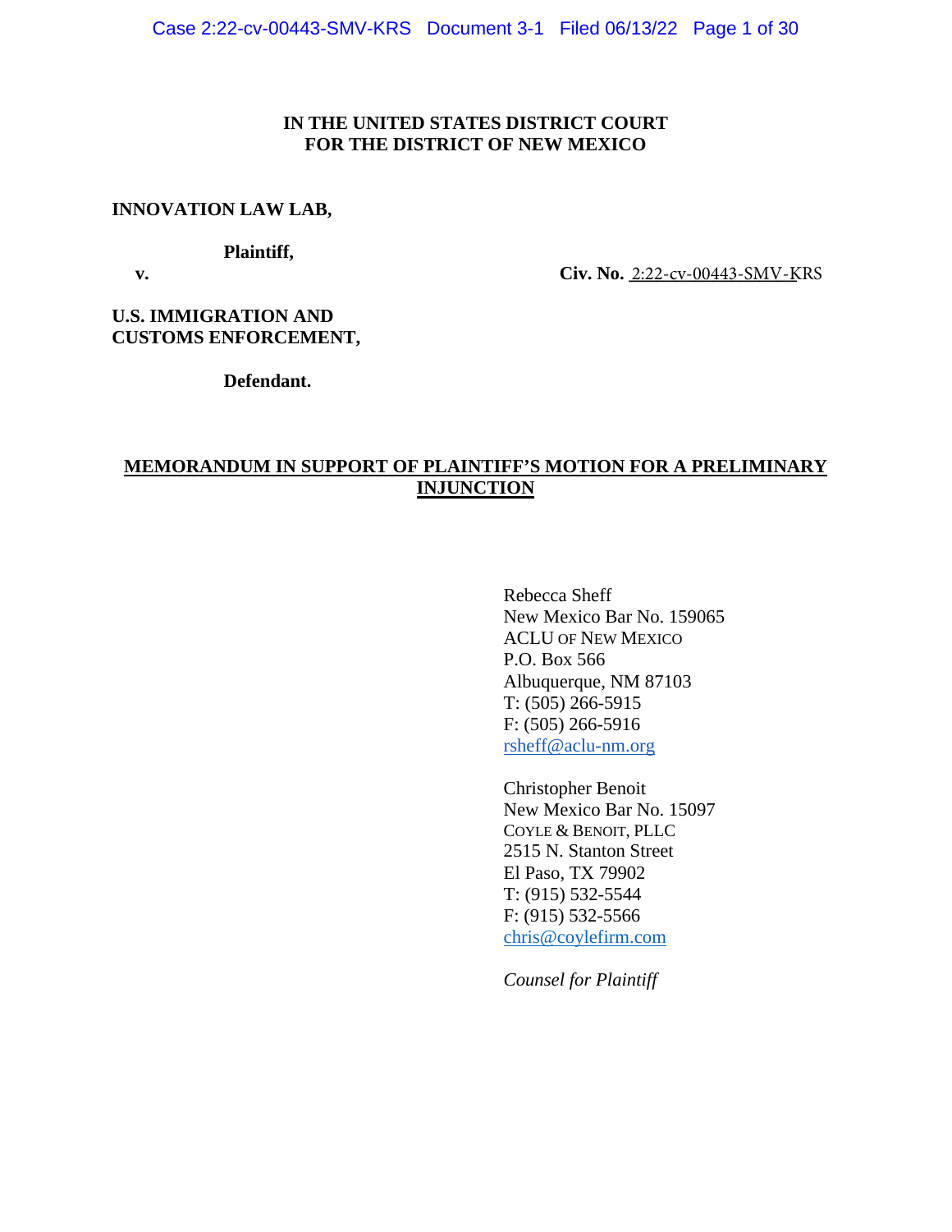**IN THE UNITED STATES DISTRICT COURT**
**FOR THE DISTRICT OF NEW MEXICO**

**INNOVATION LAW LAB,**

**Plaintiff,**

**v.** **Civ. No.** 2:22-cv-00443-SMV-KRS

**U.S. IMMIGRATION AND CUSTOMS ENFORCEMENT,**

**Defendant.**

# MEMORANDUM IN SUPPORT OF PLAINTIFF'S MOTION FOR A PRELIMINARY INJUNCTION

Rebecca Sheff
New Mexico Bar No. 159065
ACLU OF NEW MEXICO
P.O. Box 566
Albuquerque, NM 87103
T: (505) 266-5915
F: (505) 266-5916
rsheff@aclu-nm.org

Christopher Benoit
New Mexico Bar No. 15097
COYLE & BENOIT, PLLC
2515 N. Stanton Street
El Paso, TX 79902
T: (915) 532-5544
F: (915) 532-5566
chris@coylefirm.com

*Counsel for Plaintiff*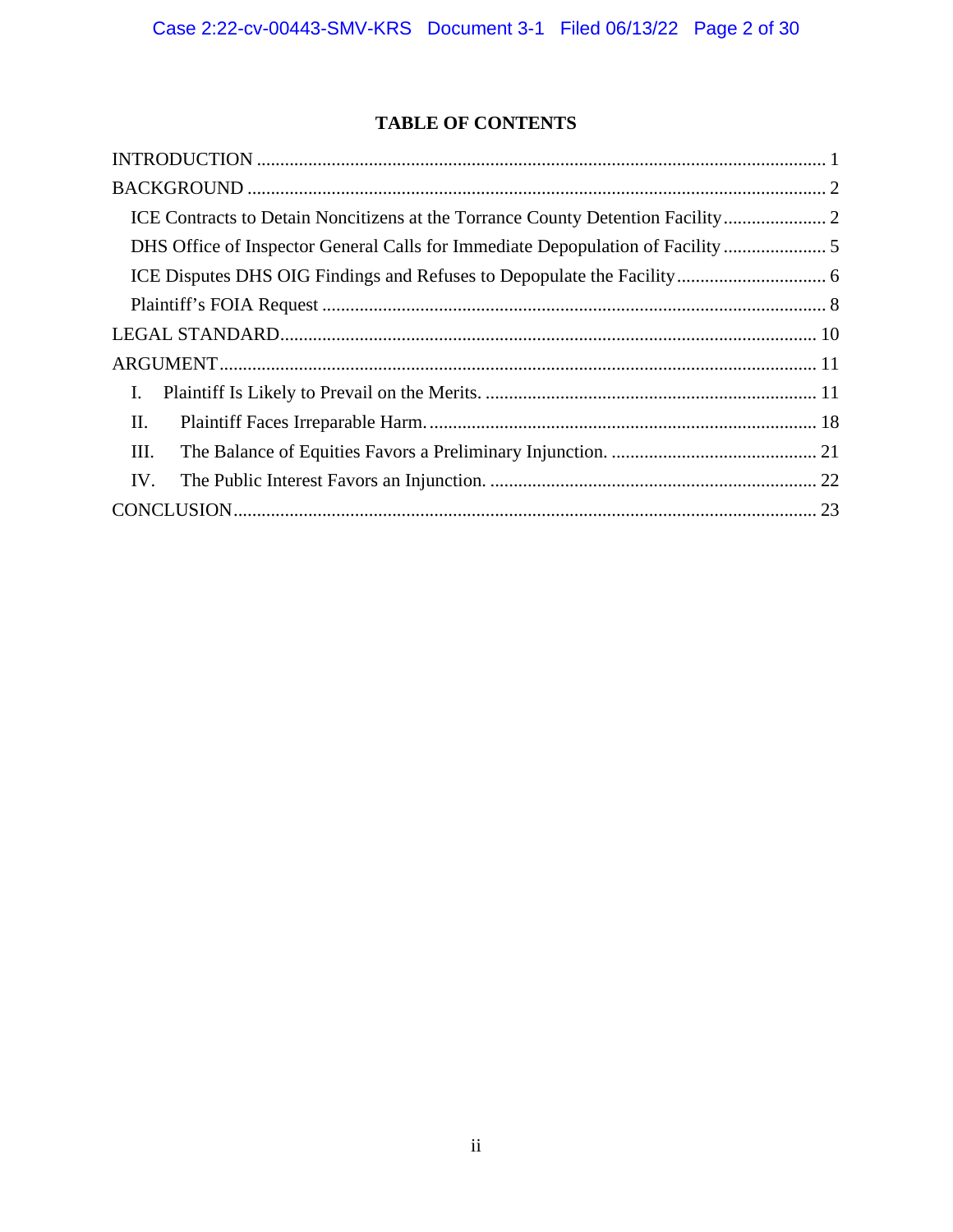## TABLE OF CONTENTS

INTRODUCTION ........................................................................................................................ 1

BACKGROUND ......................................................................................................................... 2

- ICE Contracts to Detain Noncitizens at the Torrance County Detention Facility ..................... 2
- DHS Office of Inspector General Calls for Immediate Depopulation of Facility ..................... 5
- ICE Disputes DHS OIG Findings and Refuses to Depopulate the Facility ............................... 6
- Plaintiff's FOIA Request ......................................................................................................... 8

LEGAL STANDARD ................................................................................................................. 10

ARGUMENT ............................................................................................................................. 11

- I. Plaintiff Is Likely to Prevail on the Merits. ...................................................................... 11
- II. Plaintiff Faces Irreparable Harm. .................................................................................. 18
- III. The Balance of Equities Favors a Preliminary Injunction. ............................................ 21
- IV. The Public Interest Favors an Injunction. ..................................................................... 22

CONCLUSION .......................................................................................................................... 23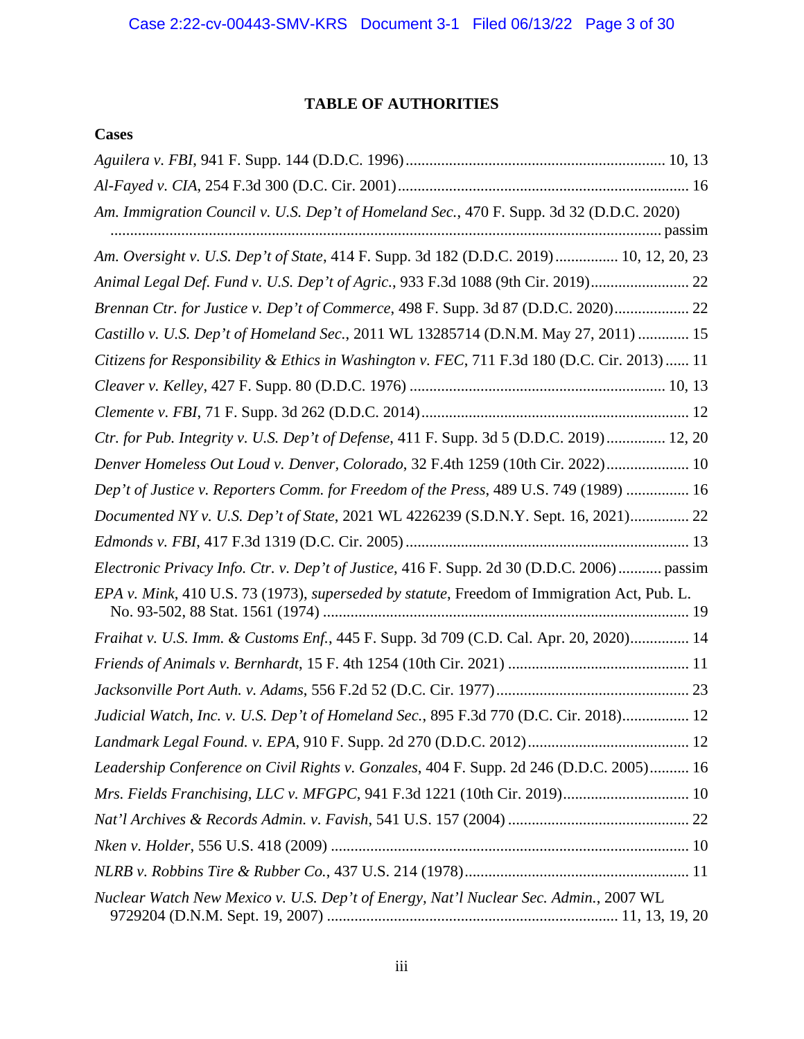## TABLE OF AUTHORITIES

### Cases

*Aguilera v. FBI*, 941 F. Supp. 144 (D.D.C. 1996) .................................................................. 10, 13

*Al-Fayed v. CIA*, 254 F.3d 300 (D.C. Cir. 2001) .......................................................................... 16

*Am. Immigration Council v. U.S. Dep't of Homeland Sec.*, 470 F. Supp. 3d 32 (D.D.C. 2020) .......................................................................................................................................... passim

*Am. Oversight v. U.S. Dep't of State*, 414 F. Supp. 3d 182 (D.D.C. 2019) ................ 10, 12, 20, 23

*Animal Legal Def. Fund v. U.S. Dep't of Agric.*, 933 F.3d 1088 (9th Cir. 2019) ......................... 22

*Brennan Ctr. for Justice v. Dep't of Commerce*, 498 F. Supp. 3d 87 (D.D.C. 2020) ................... 22

*Castillo v. U.S. Dep't of Homeland Sec.*, 2011 WL 13285714 (D.N.M. May 27, 2011) ............. 15

*Citizens for Responsibility & Ethics in Washington v. FEC*, 711 F.3d 180 (D.C. Cir. 2013) ...... 11

*Cleaver v. Kelley*, 427 F. Supp. 80 (D.D.C. 1976) ................................................................. 10, 13

*Clemente v. FBI*, 71 F. Supp. 3d 262 (D.D.C. 2014) .................................................................... 12

*Ctr. for Pub. Integrity v. U.S. Dep't of Defense*, 411 F. Supp. 3d 5 (D.D.C. 2019) ............... 12, 20

*Denver Homeless Out Loud v. Denver, Colorado*, 32 F.4th 1259 (10th Cir. 2022) ..................... 10

*Dep't of Justice v. Reporters Comm. for Freedom of the Press*, 489 U.S. 749 (1989) ................ 16

*Documented NY v. U.S. Dep't of State*, 2021 WL 4226239 (S.D.N.Y. Sept. 16, 2021) ............... 22

*Edmonds v. FBI*, 417 F.3d 1319 (D.C. Cir. 2005) ........................................................................ 13

*Electronic Privacy Info. Ctr. v. Dep't of Justice*, 416 F. Supp. 2d 30 (D.D.C. 2006) ........... passim

*EPA v. Mink*, 410 U.S. 73 (1973), *superseded by statute*, Freedom of Immigration Act, Pub. L. No. 93-502, 88 Stat. 1561 (1974) ............................................................................................ 19

*Fraihat v. U.S. Imm. & Customs Enf.*, 445 F. Supp. 3d 709 (C.D. Cal. Apr. 20, 2020) ............... 14

*Friends of Animals v. Bernhardt*, 15 F. 4th 1254 (10th Cir. 2021) .............................................. 11

*Jacksonville Port Auth. v. Adams*, 556 F.2d 52 (D.C. Cir. 1977) ................................................. 23

*Judicial Watch, Inc. v. U.S. Dep't of Homeland Sec.*, 895 F.3d 770 (D.C. Cir. 2018) ................. 12

*Landmark Legal Found. v. EPA*, 910 F. Supp. 2d 270 (D.D.C. 2012) ......................................... 12

*Leadership Conference on Civil Rights v. Gonzales*, 404 F. Supp. 2d 246 (D.D.C. 2005) .......... 16

*Mrs. Fields Franchising, LLC v. MFGPC*, 941 F.3d 1221 (10th Cir. 2019) ................................ 10

*Nat'l Archives & Records Admin. v. Favish*, 541 U.S. 157 (2004) .............................................. 22

*Nken v. Holder*, 556 U.S. 418 (2009) ........................................................................................... 10

*NLRB v. Robbins Tire & Rubber Co.*, 437 U.S. 214 (1978) ......................................................... 11

*Nuclear Watch New Mexico v. U.S. Dep't of Energy, Nat'l Nuclear Sec. Admin.*, 2007 WL 9729204 (D.N.M. Sept. 19, 2007) .......................................................................... 11, 13, 19, 20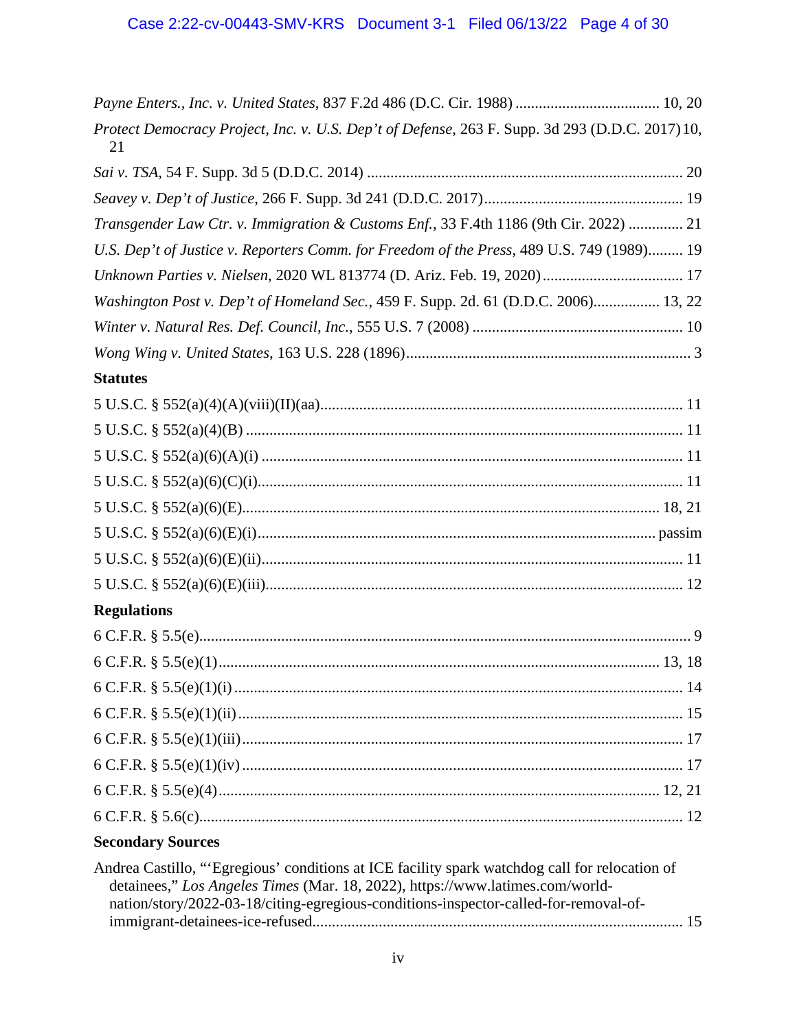*Payne Enters., Inc. v. United States*, 837 F.2d 486 (D.C. Cir. 1988) .................................... 10, 20

*Protect Democracy Project, Inc. v. U.S. Dep't of Defense*, 263 F. Supp. 3d 293 (D.D.C. 2017) 10, 21

*Sai v. TSA*, 54 F. Supp. 3d 5 (D.D.C. 2014) ................................................................................ 20

*Seavey v. Dep't of Justice*, 266 F. Supp. 3d 241 (D.D.C. 2017).................................................. 19

*Transgender Law Ctr. v. Immigration & Customs Enf.*, 33 F.4th 1186 (9th Cir. 2022) .............. 21

*U.S. Dep't of Justice v. Reporters Comm. for Freedom of the Press*, 489 U.S. 749 (1989)......... 19

*Unknown Parties v. Nielsen*, 2020 WL 813774 (D. Ariz. Feb. 19, 2020).................................... 17

*Washington Post v. Dep't of Homeland Sec.*, 459 F. Supp. 2d. 61 (D.D.C. 2006)................. 13, 22

*Winter v. Natural Res. Def. Council, Inc.*, 555 U.S. 7 (2008) ...................................................... 10

*Wong Wing v. United States*, 163 U.S. 228 (1896)......................................................................... 3

**Statutes**

5 U.S.C. § 552(a)(4)(A)(viii)(II)(aa)............................................................................................ 11

5 U.S.C. § 552(a)(4)(B) .............................................................................................................. 11

5 U.S.C. § 552(a)(6)(A)(i) ........................................................................................................... 11

5 U.S.C. § 552(a)(6)(C)(i)............................................................................................................ 11

5 U.S.C. § 552(a)(6)(E)......................................................................................................... 18, 21

5 U.S.C. § 552(a)(6)(E)(i)...................................................................................................... passim

5 U.S.C. § 552(a)(6)(E)(ii)........................................................................................................... 11

5 U.S.C. § 552(a)(6)(E)(iii)......................................................................................................... 12

**Regulations**

6 C.F.R. § 5.5(e)............................................................................................................................. 9

6 C.F.R. § 5.5(e)(1)................................................................................................................ 13, 18

6 C.F.R. § 5.5(e)(1)(i) .................................................................................................................. 14

6 C.F.R. § 5.5(e)(1)(ii) ................................................................................................................. 15

6 C.F.R. § 5.5(e)(1)(iii) ................................................................................................................ 17

6 C.F.R. § 5.5(e)(1)(iv) ................................................................................................................ 17

6 C.F.R. § 5.5(e)(4)................................................................................................................ 12, 21

6 C.F.R. § 5.6(c)........................................................................................................................... 12

**Secondary Sources**

Andrea Castillo, "'Egregious' conditions at ICE facility spark watchdog call for relocation of detainees," *Los Angeles Times* (Mar. 18, 2022), https://www.latimes.com/world-nation/story/2022-03-18/citing-egregious-conditions-inspector-called-for-removal-of-immigrant-detainees-ice-refused............................................................................................... 15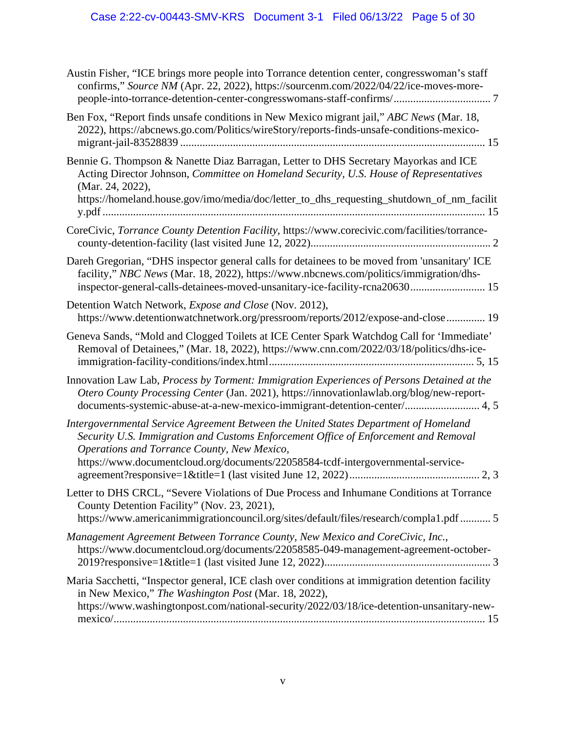Austin Fisher, "ICE brings more people into Torrance detention center, congresswoman's staff confirms," *Source NM* (Apr. 22, 2022), https://sourcenm.com/2022/04/22/ice-moves-more-people-into-torrance-detention-center-congresswomans-staff-confirms/ .................................. 7

Ben Fox, "Report finds unsafe conditions in New Mexico migrant jail," *ABC News* (Mar. 18, 2022), https://abcnews.go.com/Politics/wireStory/reports-finds-unsafe-conditions-mexico-migrant-jail-83528839 ............................................................................................................ 15

Bennie G. Thompson & Nanette Diaz Barragan, Letter to DHS Secretary Mayorkas and ICE Acting Director Johnson, *Committee on Homeland Security, U.S. House of Representatives* (Mar. 24, 2022), https://homeland.house.gov/imo/media/doc/letter_to_dhs_requesting_shutdown_of_nm_facility.pdf ........................................................................................................................ 15

CoreCivic, *Torrance County Detention Facility*, https://www.corecivic.com/facilities/torrance-county-detention-facility (last visited June 12, 2022)................................................................ 2

Dareh Gregorian, "DHS inspector general calls for detainees to be moved from 'unsanitary' ICE facility," *NBC News* (Mar. 18, 2022), https://www.nbcnews.com/politics/immigration/dhs-inspector-general-calls-detainees-moved-unsanitary-ice-facility-rcna20630.......................... 15

Detention Watch Network, *Expose and Close* (Nov. 2012), https://www.detentionwatchnetwork.org/pressroom/reports/2012/expose-and-close............. 19

Geneva Sands, "Mold and Clogged Toilets at ICE Center Spark Watchdog Call for 'Immediate' Removal of Detainees," (Mar. 18, 2022), https://www.cnn.com/2022/03/18/politics/dhs-ice-immigration-facility-conditions/index.html......................................................................... 5, 15

Innovation Law Lab, *Process by Torment: Immigration Experiences of Persons Detained at the Otero County Processing Center* (Jan. 2021), https://innovationlawlab.org/blog/new-report-documents-systemic-abuse-at-a-new-mexico-immigrant-detention-center/.......................... 4, 5

*Intergovernmental Service Agreement Between the United States Department of Homeland Security U.S. Immigration and Customs Enforcement Office of Enforcement and Removal Operations and Torrance County, New Mexico*, https://www.documentcloud.org/documents/22058584-tcdf-intergovernmental-service-agreement?responsive=1&title=1 (last visited June 12, 2022)............................................. 2, 3

Letter to DHS CRCL, "Severe Violations of Due Process and Inhumane Conditions at Torrance County Detention Facility" (Nov. 23, 2021), https://www.americanimmigrationcouncil.org/sites/default/files/research/compla1.pdf ........... 5

*Management Agreement Between Torrance County, New Mexico and CoreCivic, Inc.*, https://www.documentcloud.org/documents/22058585-049-management-agreement-october-2019?responsive=1&title=1 (last visited June 12, 2022)........................................................... 3

Maria Sacchetti, "Inspector general, ICE clash over conditions at immigration detention facility in New Mexico," *The Washington Post* (Mar. 18, 2022), https://www.washingtonpost.com/national-security/2022/03/18/ice-detention-unsanitary-new-mexico/..................................................................................................................................... 15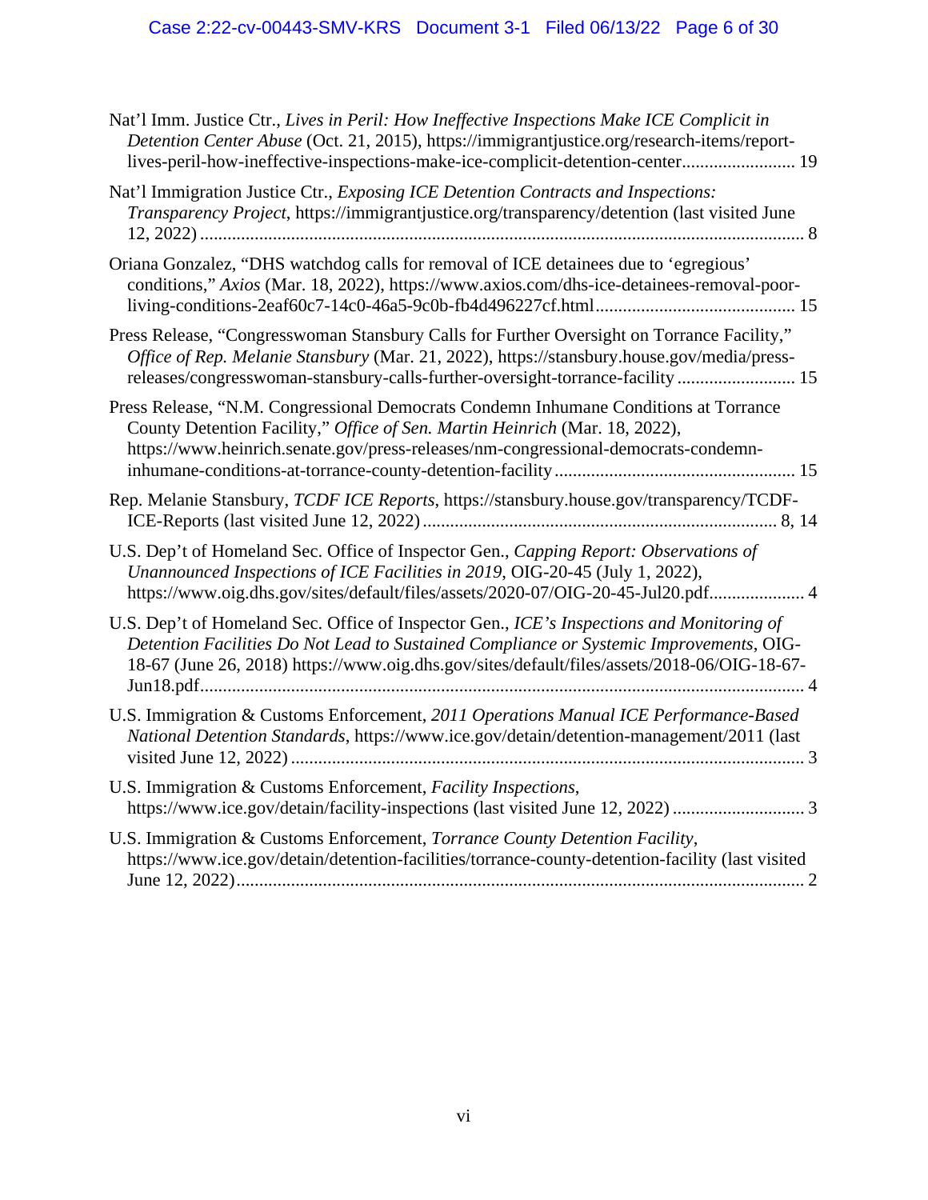Nat'l Imm. Justice Ctr., *Lives in Peril: How Ineffective Inspections Make ICE Complicit in Detention Center Abuse* (Oct. 21, 2015), https://immigrantjustice.org/research-items/report-lives-peril-how-ineffective-inspections-make-ice-complicit-detention-center........................ 19

Nat'l Immigration Justice Ctr., *Exposing ICE Detention Contracts and Inspections: Transparency Project*, https://immigrantjustice.org/transparency/detention (last visited June 12, 2022) .................................................................................................................................... 8

Oriana Gonzalez, "DHS watchdog calls for removal of ICE detainees due to 'egregious' conditions," *Axios* (Mar. 18, 2022), https://www.axios.com/dhs-ice-detainees-removal-poor-living-conditions-2eaf60c7-14c0-46a5-9c0b-fb4d496227cf.html........................................... 15

Press Release, "Congresswoman Stansbury Calls for Further Oversight on Torrance Facility," *Office of Rep. Melanie Stansbury* (Mar. 21, 2022), https://stansbury.house.gov/media/press-releases/congresswoman-stansbury-calls-further-oversight-torrance-facility ......................... 15

Press Release, "N.M. Congressional Democrats Condemn Inhumane Conditions at Torrance County Detention Facility," *Office of Sen. Martin Heinrich* (Mar. 18, 2022), https://www.heinrich.senate.gov/press-releases/nm-congressional-democrats-condemn-inhumane-conditions-at-torrance-county-detention-facility .................................................... 15

Rep. Melanie Stansbury, *TCDF ICE Reports*, https://stansbury.house.gov/transparency/TCDF-ICE-Reports (last visited June 12, 2022) ............................................................................ 8, 14

U.S. Dep't of Homeland Sec. Office of Inspector Gen., *Capping Report: Observations of Unannounced Inspections of ICE Facilities in 2019*, OIG-20-45 (July 1, 2022), https://www.oig.dhs.gov/sites/default/files/assets/2020-07/OIG-20-45-Jul20.pdf.................... 4

U.S. Dep't of Homeland Sec. Office of Inspector Gen., *ICE's Inspections and Monitoring of Detention Facilities Do Not Lead to Sustained Compliance or Systemic Improvements*, OIG-18-67 (June 26, 2018) https://www.oig.dhs.gov/sites/default/files/assets/2018-06/OIG-18-67-Jun18.pdf.................................................................................................................................... 4

U.S. Immigration & Customs Enforcement, *2011 Operations Manual ICE Performance-Based National Detention Standards*, https://www.ice.gov/detain/detention-management/2011 (last visited June 12, 2022) ................................................................................................................ 3

U.S. Immigration & Customs Enforcement, *Facility Inspections*, https://www.ice.gov/detain/facility-inspections (last visited June 12, 2022) ............................ 3

U.S. Immigration & Customs Enforcement, *Torrance County Detention Facility*, https://www.ice.gov/detain/detention-facilities/torrance-county-detention-facility (last visited June 12, 2022)............................................................................................................................ 2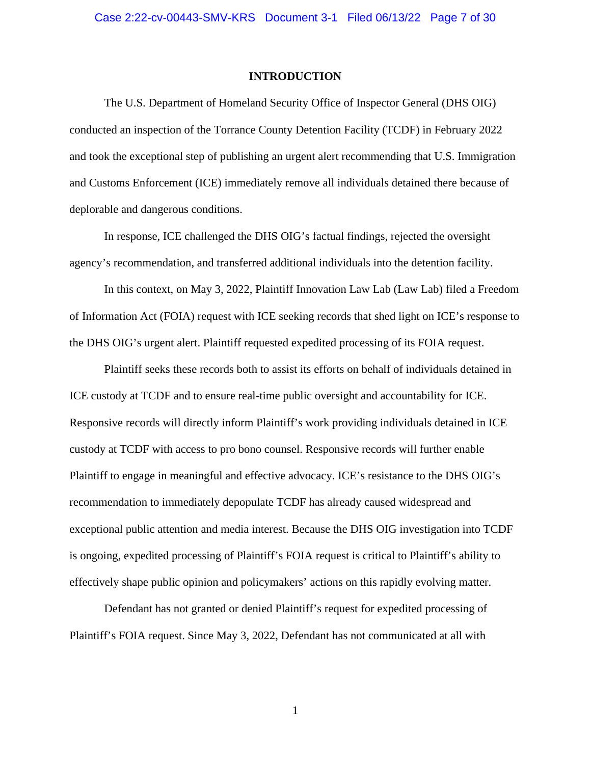# INTRODUCTION

The U.S. Department of Homeland Security Office of Inspector General (DHS OIG) conducted an inspection of the Torrance County Detention Facility (TCDF) in February 2022 and took the exceptional step of publishing an urgent alert recommending that U.S. Immigration and Customs Enforcement (ICE) immediately remove all individuals detained there because of deplorable and dangerous conditions.

In response, ICE challenged the DHS OIG's factual findings, rejected the oversight agency's recommendation, and transferred additional individuals into the detention facility.

In this context, on May 3, 2022, Plaintiff Innovation Law Lab (Law Lab) filed a Freedom of Information Act (FOIA) request with ICE seeking records that shed light on ICE's response to the DHS OIG's urgent alert. Plaintiff requested expedited processing of its FOIA request.

Plaintiff seeks these records both to assist its efforts on behalf of individuals detained in ICE custody at TCDF and to ensure real-time public oversight and accountability for ICE. Responsive records will directly inform Plaintiff's work providing individuals detained in ICE custody at TCDF with access to pro bono counsel. Responsive records will further enable Plaintiff to engage in meaningful and effective advocacy. ICE's resistance to the DHS OIG's recommendation to immediately depopulate TCDF has already caused widespread and exceptional public attention and media interest. Because the DHS OIG investigation into TCDF is ongoing, expedited processing of Plaintiff's FOIA request is critical to Plaintiff's ability to effectively shape public opinion and policymakers' actions on this rapidly evolving matter.

Defendant has not granted or denied Plaintiff's request for expedited processing of Plaintiff's FOIA request. Since May 3, 2022, Defendant has not communicated at all with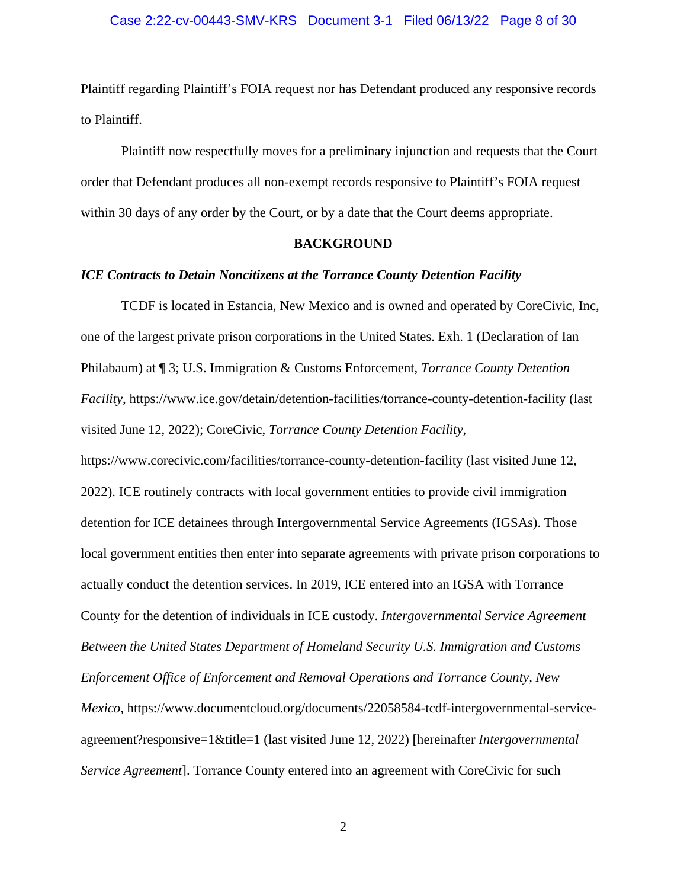Plaintiff regarding Plaintiff's FOIA request nor has Defendant produced any responsive records to Plaintiff.

Plaintiff now respectfully moves for a preliminary injunction and requests that the Court order that Defendant produces all non-exempt records responsive to Plaintiff's FOIA request within 30 days of any order by the Court, or by a date that the Court deems appropriate.

## BACKGROUND

### *ICE Contracts to Detain Noncitizens at the Torrance County Detention Facility*

TCDF is located in Estancia, New Mexico and is owned and operated by CoreCivic, Inc, one of the largest private prison corporations in the United States. Exh. 1 (Declaration of Ian Philabaum) at ¶ 3; U.S. Immigration & Customs Enforcement, *Torrance County Detention Facility*, https://www.ice.gov/detain/detention-facilities/torrance-county-detention-facility (last visited June 12, 2022); CoreCivic, *Torrance County Detention Facility*, https://www.corecivic.com/facilities/torrance-county-detention-facility (last visited June 12, 2022). ICE routinely contracts with local government entities to provide civil immigration detention for ICE detainees through Intergovernmental Service Agreements (IGSAs). Those local government entities then enter into separate agreements with private prison corporations to actually conduct the detention services. In 2019, ICE entered into an IGSA with Torrance County for the detention of individuals in ICE custody. *Intergovernmental Service Agreement Between the United States Department of Homeland Security U.S. Immigration and Customs Enforcement Office of Enforcement and Removal Operations and Torrance County, New Mexico*, https://www.documentcloud.org/documents/22058584-tcdf-intergovernmental-service-agreement?responsive=1&title=1 (last visited June 12, 2022) [hereinafter *Intergovernmental Service Agreement*]. Torrance County entered into an agreement with CoreCivic for such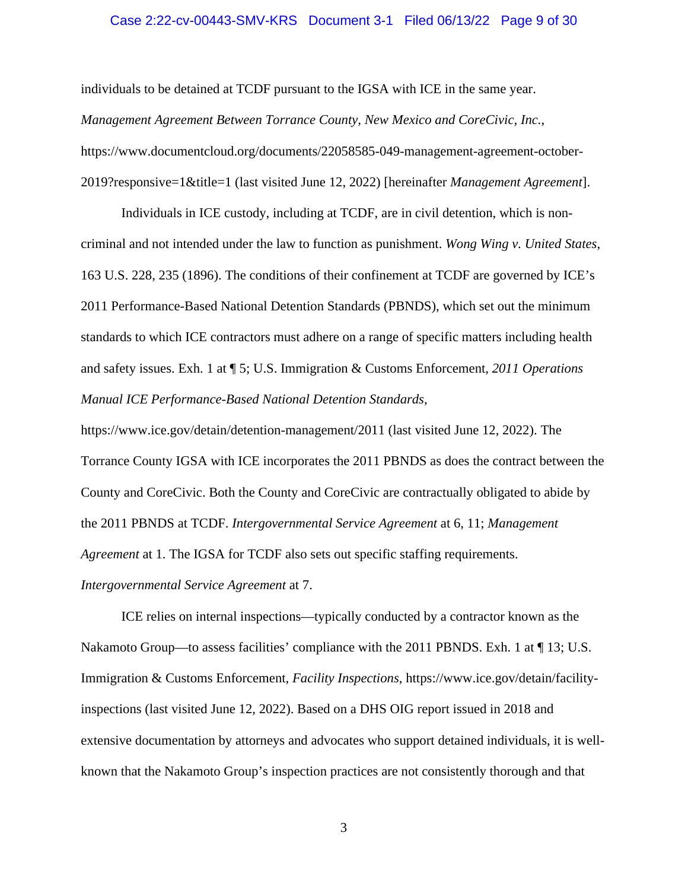individuals to be detained at TCDF pursuant to the IGSA with ICE in the same year. *Management Agreement Between Torrance County, New Mexico and CoreCivic, Inc.*, https://www.documentcloud.org/documents/22058585-049-management-agreement-october-2019?responsive=1&title=1 (last visited June 12, 2022) [hereinafter *Management Agreement*].

Individuals in ICE custody, including at TCDF, are in civil detention, which is non-criminal and not intended under the law to function as punishment. *Wong Wing v. United States*, 163 U.S. 228, 235 (1896). The conditions of their confinement at TCDF are governed by ICE's 2011 Performance-Based National Detention Standards (PBNDS), which set out the minimum standards to which ICE contractors must adhere on a range of specific matters including health and safety issues. Exh. 1 at ¶ 5; U.S. Immigration & Customs Enforcement, *2011 Operations Manual ICE Performance-Based National Detention Standards*, https://www.ice.gov/detain/detention-management/2011 (last visited June 12, 2022). The Torrance County IGSA with ICE incorporates the 2011 PBNDS as does the contract between the County and CoreCivic. Both the County and CoreCivic are contractually obligated to abide by the 2011 PBNDS at TCDF. *Intergovernmental Service Agreement* at 6, 11; *Management Agreement* at 1. The IGSA for TCDF also sets out specific staffing requirements. *Intergovernmental Service Agreement* at 7.

ICE relies on internal inspections—typically conducted by a contractor known as the Nakamoto Group—to assess facilities' compliance with the 2011 PBNDS. Exh. 1 at ¶ 13; U.S. Immigration & Customs Enforcement, *Facility Inspections*, https://www.ice.gov/detain/facility-inspections (last visited June 12, 2022). Based on a DHS OIG report issued in 2018 and extensive documentation by attorneys and advocates who support detained individuals, it is well-known that the Nakamoto Group's inspection practices are not consistently thorough and that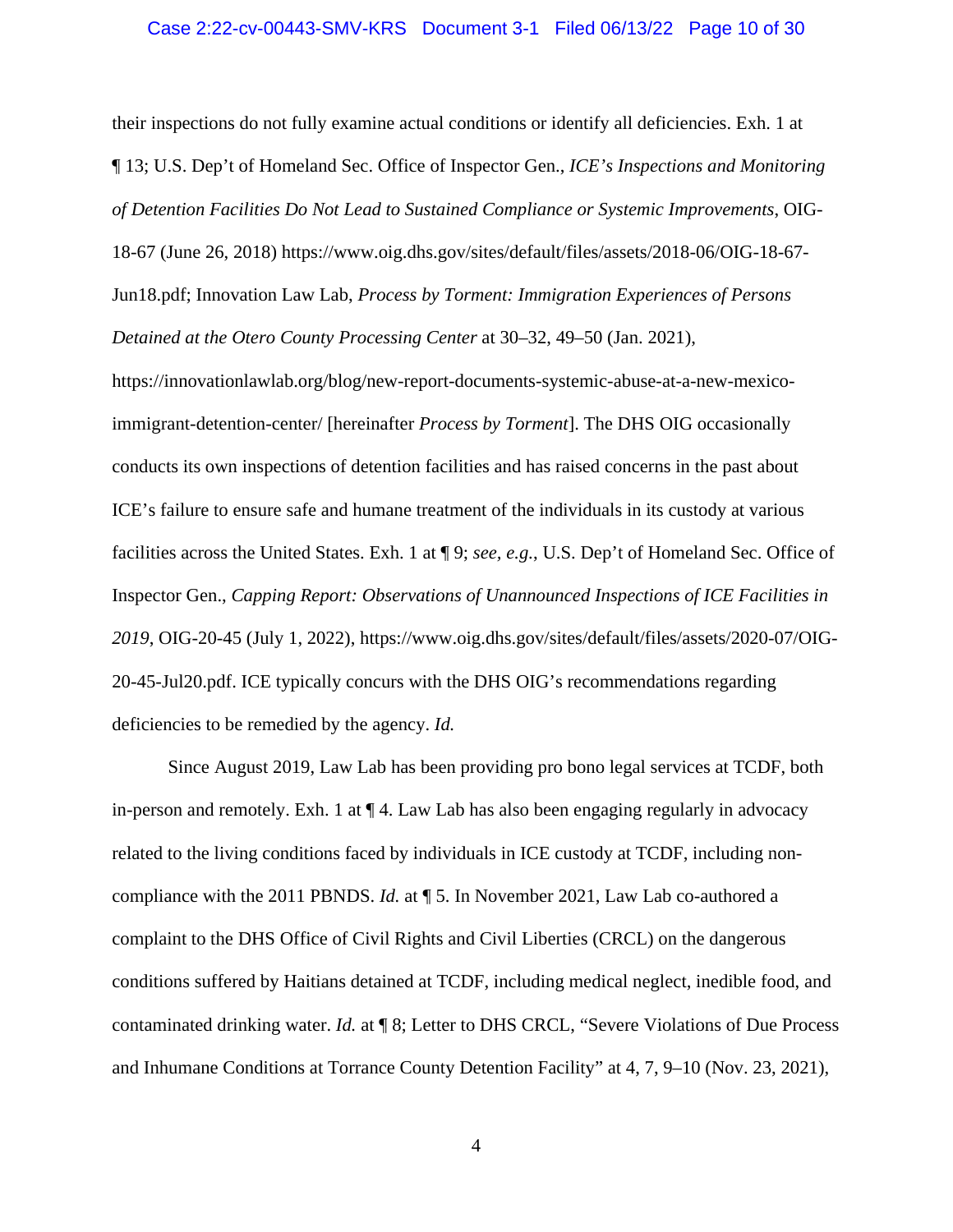their inspections do not fully examine actual conditions or identify all deficiencies. Exh. 1 at ¶ 13; U.S. Dep't of Homeland Sec. Office of Inspector Gen., *ICE's Inspections and Monitoring of Detention Facilities Do Not Lead to Sustained Compliance or Systemic Improvements*, OIG-18-67 (June 26, 2018) https://www.oig.dhs.gov/sites/default/files/assets/2018-06/OIG-18-67-Jun18.pdf; Innovation Law Lab, *Process by Torment: Immigration Experiences of Persons Detained at the Otero County Processing Center* at 30–32, 49–50 (Jan. 2021), https://innovationlawlab.org/blog/new-report-documents-systemic-abuse-at-a-new-mexico-immigrant-detention-center/ [hereinafter *Process by Torment*]. The DHS OIG occasionally conducts its own inspections of detention facilities and has raised concerns in the past about ICE's failure to ensure safe and humane treatment of the individuals in its custody at various facilities across the United States. Exh. 1 at ¶ 9; *see, e.g.*, U.S. Dep't of Homeland Sec. Office of Inspector Gen., *Capping Report: Observations of Unannounced Inspections of ICE Facilities in 2019*, OIG-20-45 (July 1, 2022), https://www.oig.dhs.gov/sites/default/files/assets/2020-07/OIG-20-45-Jul20.pdf. ICE typically concurs with the DHS OIG's recommendations regarding deficiencies to be remedied by the agency. *Id.*

Since August 2019, Law Lab has been providing pro bono legal services at TCDF, both in-person and remotely. Exh. 1 at ¶ 4. Law Lab has also been engaging regularly in advocacy related to the living conditions faced by individuals in ICE custody at TCDF, including non-compliance with the 2011 PBNDS. *Id.* at ¶ 5. In November 2021, Law Lab co-authored a complaint to the DHS Office of Civil Rights and Civil Liberties (CRCL) on the dangerous conditions suffered by Haitians detained at TCDF, including medical neglect, inedible food, and contaminated drinking water. *Id.* at ¶ 8; Letter to DHS CRCL, "Severe Violations of Due Process and Inhumane Conditions at Torrance County Detention Facility" at 4, 7, 9–10 (Nov. 23, 2021),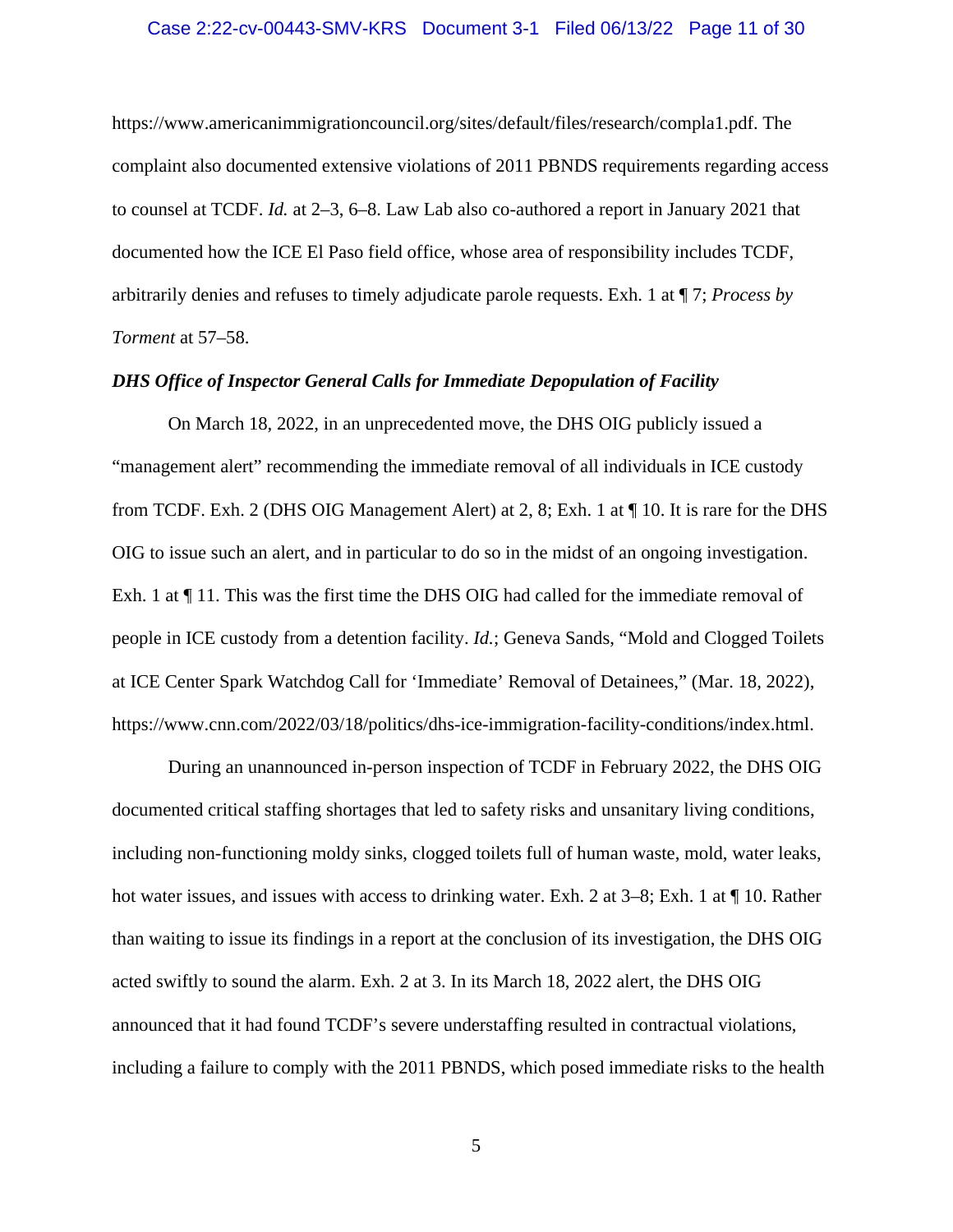https://www.americanimmigrationcouncil.org/sites/default/files/research/compla1.pdf. The complaint also documented extensive violations of 2011 PBNDS requirements regarding access to counsel at TCDF. *Id.* at 2–3, 6–8. Law Lab also co-authored a report in January 2021 that documented how the ICE El Paso field office, whose area of responsibility includes TCDF, arbitrarily denies and refuses to timely adjudicate parole requests. Exh. 1 at ¶ 7; *Process by Torment* at 57–58.

***DHS Office of Inspector General Calls for Immediate Depopulation of Facility***

On March 18, 2022, in an unprecedented move, the DHS OIG publicly issued a "management alert" recommending the immediate removal of all individuals in ICE custody from TCDF. Exh. 2 (DHS OIG Management Alert) at 2, 8; Exh. 1 at ¶ 10. It is rare for the DHS OIG to issue such an alert, and in particular to do so in the midst of an ongoing investigation. Exh. 1 at ¶ 11. This was the first time the DHS OIG had called for the immediate removal of people in ICE custody from a detention facility. *Id.*; Geneva Sands, "Mold and Clogged Toilets at ICE Center Spark Watchdog Call for 'Immediate' Removal of Detainees," (Mar. 18, 2022), https://www.cnn.com/2022/03/18/politics/dhs-ice-immigration-facility-conditions/index.html.

During an unannounced in-person inspection of TCDF in February 2022, the DHS OIG documented critical staffing shortages that led to safety risks and unsanitary living conditions, including non-functioning moldy sinks, clogged toilets full of human waste, mold, water leaks, hot water issues, and issues with access to drinking water. Exh. 2 at 3–8; Exh. 1 at ¶ 10. Rather than waiting to issue its findings in a report at the conclusion of its investigation, the DHS OIG acted swiftly to sound the alarm. Exh. 2 at 3. In its March 18, 2022 alert, the DHS OIG announced that it had found TCDF's severe understaffing resulted in contractual violations, including a failure to comply with the 2011 PBNDS, which posed immediate risks to the health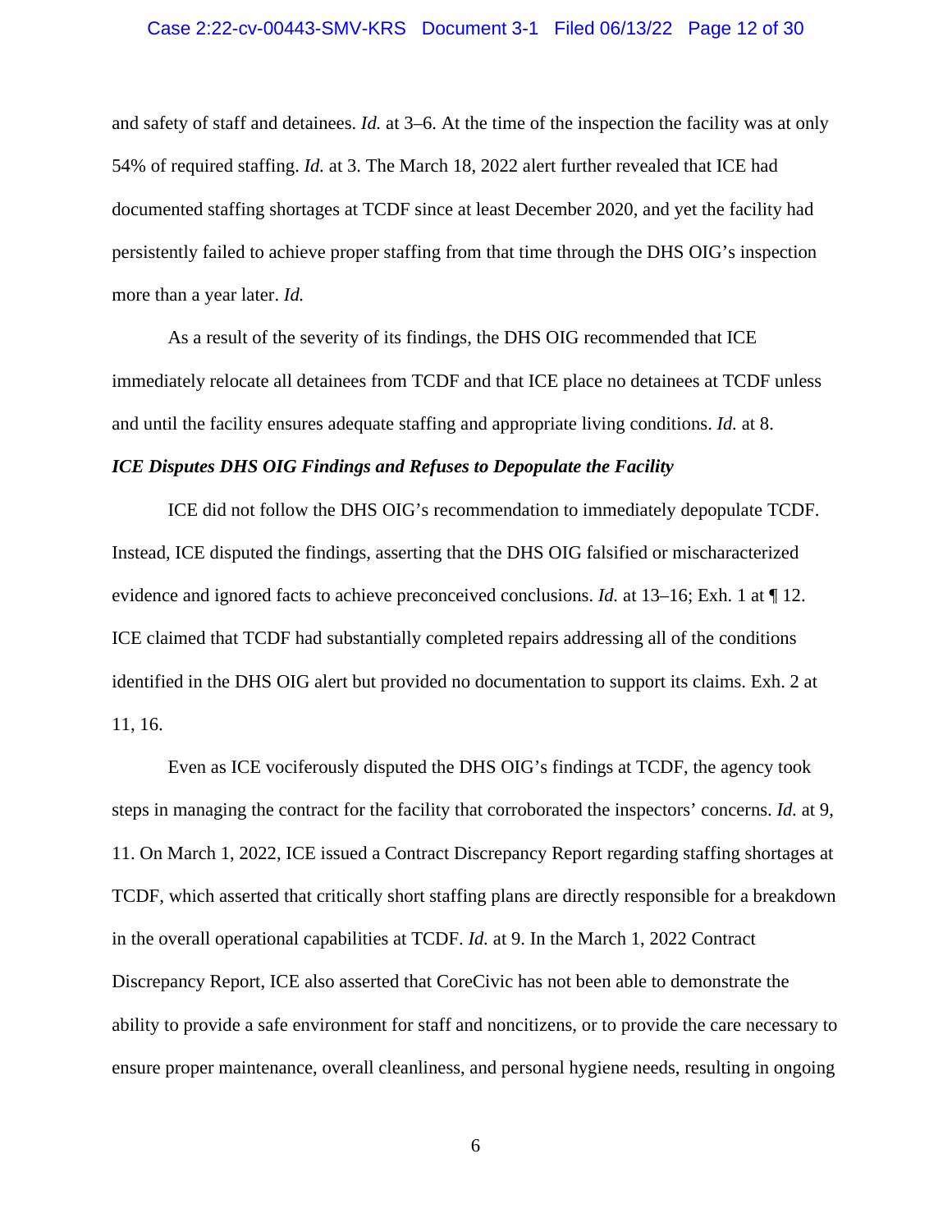and safety of staff and detainees. *Id.* at 3–6. At the time of the inspection the facility was at only 54% of required staffing. *Id.* at 3. The March 18, 2022 alert further revealed that ICE had documented staffing shortages at TCDF since at least December 2020, and yet the facility had persistently failed to achieve proper staffing from that time through the DHS OIG's inspection more than a year later. *Id.*

As a result of the severity of its findings, the DHS OIG recommended that ICE immediately relocate all detainees from TCDF and that ICE place no detainees at TCDF unless and until the facility ensures adequate staffing and appropriate living conditions. *Id.* at 8.

***ICE Disputes DHS OIG Findings and Refuses to Depopulate the Facility***

ICE did not follow the DHS OIG's recommendation to immediately depopulate TCDF. Instead, ICE disputed the findings, asserting that the DHS OIG falsified or mischaracterized evidence and ignored facts to achieve preconceived conclusions. *Id.* at 13–16; Exh. 1 at ¶ 12. ICE claimed that TCDF had substantially completed repairs addressing all of the conditions identified in the DHS OIG alert but provided no documentation to support its claims. Exh. 2 at 11, 16.

Even as ICE vociferously disputed the DHS OIG's findings at TCDF, the agency took steps in managing the contract for the facility that corroborated the inspectors' concerns. *Id.* at 9, 11. On March 1, 2022, ICE issued a Contract Discrepancy Report regarding staffing shortages at TCDF, which asserted that critically short staffing plans are directly responsible for a breakdown in the overall operational capabilities at TCDF. *Id.* at 9. In the March 1, 2022 Contract Discrepancy Report, ICE also asserted that CoreCivic has not been able to demonstrate the ability to provide a safe environment for staff and noncitizens, or to provide the care necessary to ensure proper maintenance, overall cleanliness, and personal hygiene needs, resulting in ongoing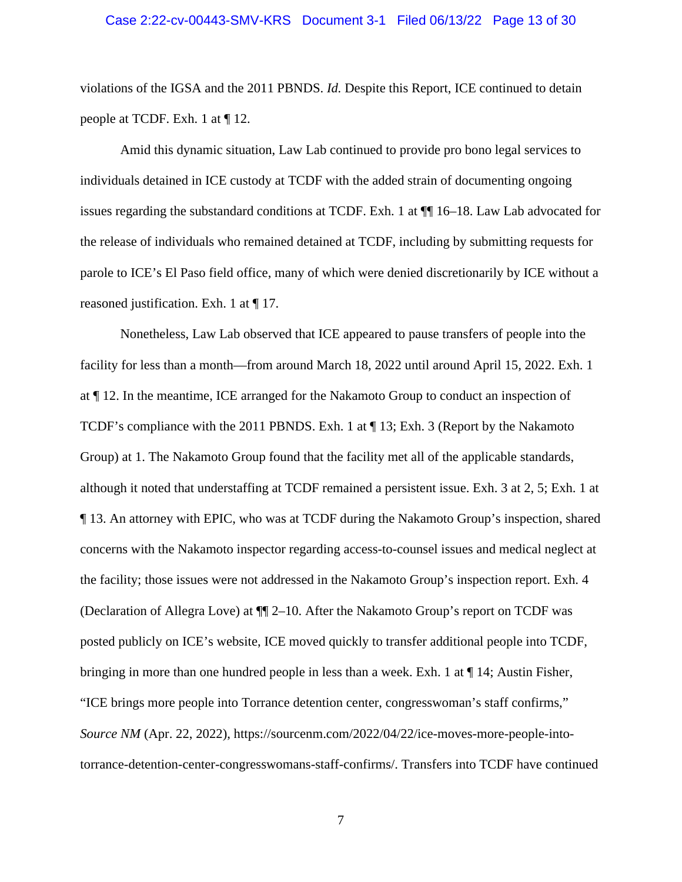violations of the IGSA and the 2011 PBNDS. *Id.* Despite this Report, ICE continued to detain people at TCDF. Exh. 1 at ¶ 12.

Amid this dynamic situation, Law Lab continued to provide pro bono legal services to individuals detained in ICE custody at TCDF with the added strain of documenting ongoing issues regarding the substandard conditions at TCDF. Exh. 1 at ¶¶ 16–18. Law Lab advocated for the release of individuals who remained detained at TCDF, including by submitting requests for parole to ICE's El Paso field office, many of which were denied discretionarily by ICE without a reasoned justification. Exh. 1 at ¶ 17.

Nonetheless, Law Lab observed that ICE appeared to pause transfers of people into the facility for less than a month—from around March 18, 2022 until around April 15, 2022. Exh. 1 at ¶ 12. In the meantime, ICE arranged for the Nakamoto Group to conduct an inspection of TCDF's compliance with the 2011 PBNDS. Exh. 1 at ¶ 13; Exh. 3 (Report by the Nakamoto Group) at 1. The Nakamoto Group found that the facility met all of the applicable standards, although it noted that understaffing at TCDF remained a persistent issue. Exh. 3 at 2, 5; Exh. 1 at ¶ 13. An attorney with EPIC, who was at TCDF during the Nakamoto Group's inspection, shared concerns with the Nakamoto inspector regarding access-to-counsel issues and medical neglect at the facility; those issues were not addressed in the Nakamoto Group's inspection report. Exh. 4 (Declaration of Allegra Love) at ¶¶ 2–10. After the Nakamoto Group's report on TCDF was posted publicly on ICE's website, ICE moved quickly to transfer additional people into TCDF, bringing in more than one hundred people in less than a week. Exh. 1 at ¶ 14; Austin Fisher, "ICE brings more people into Torrance detention center, congresswoman's staff confirms," *Source NM* (Apr. 22, 2022), https://sourcenm.com/2022/04/22/ice-moves-more-people-into-torrance-detention-center-congresswomans-staff-confirms/. Transfers into TCDF have continued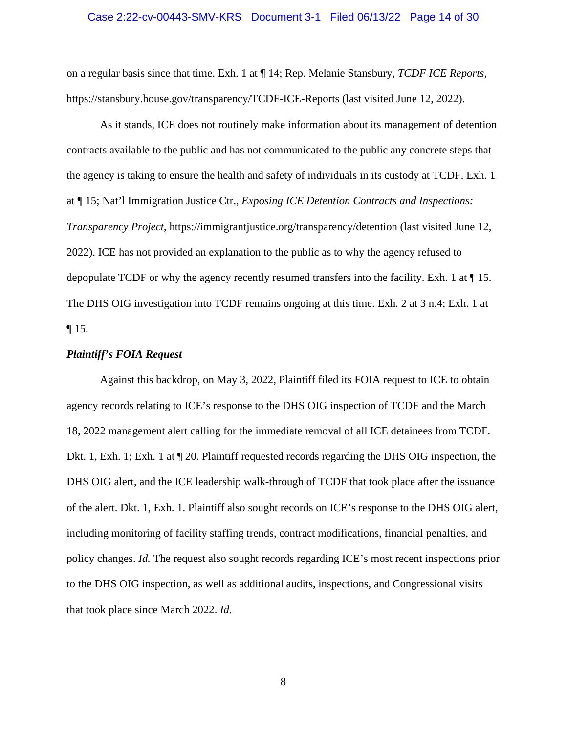on a regular basis since that time. Exh. 1 at ¶ 14; Rep. Melanie Stansbury, *TCDF ICE Reports*, https://stansbury.house.gov/transparency/TCDF-ICE-Reports (last visited June 12, 2022).

As it stands, ICE does not routinely make information about its management of detention contracts available to the public and has not communicated to the public any concrete steps that the agency is taking to ensure the health and safety of individuals in its custody at TCDF. Exh. 1 at ¶ 15; Nat'l Immigration Justice Ctr., *Exposing ICE Detention Contracts and Inspections: Transparency Project*, https://immigrantjustice.org/transparency/detention (last visited June 12, 2022). ICE has not provided an explanation to the public as to why the agency refused to depopulate TCDF or why the agency recently resumed transfers into the facility. Exh. 1 at ¶ 15. The DHS OIG investigation into TCDF remains ongoing at this time. Exh. 2 at 3 n.4; Exh. 1 at ¶ 15.

***Plaintiff's FOIA Request***

Against this backdrop, on May 3, 2022, Plaintiff filed its FOIA request to ICE to obtain agency records relating to ICE's response to the DHS OIG inspection of TCDF and the March 18, 2022 management alert calling for the immediate removal of all ICE detainees from TCDF. Dkt. 1, Exh. 1; Exh. 1 at ¶ 20. Plaintiff requested records regarding the DHS OIG inspection, the DHS OIG alert, and the ICE leadership walk-through of TCDF that took place after the issuance of the alert. Dkt. 1, Exh. 1. Plaintiff also sought records on ICE's response to the DHS OIG alert, including monitoring of facility staffing trends, contract modifications, financial penalties, and policy changes. *Id.* The request also sought records regarding ICE's most recent inspections prior to the DHS OIG inspection, as well as additional audits, inspections, and Congressional visits that took place since March 2022. *Id.*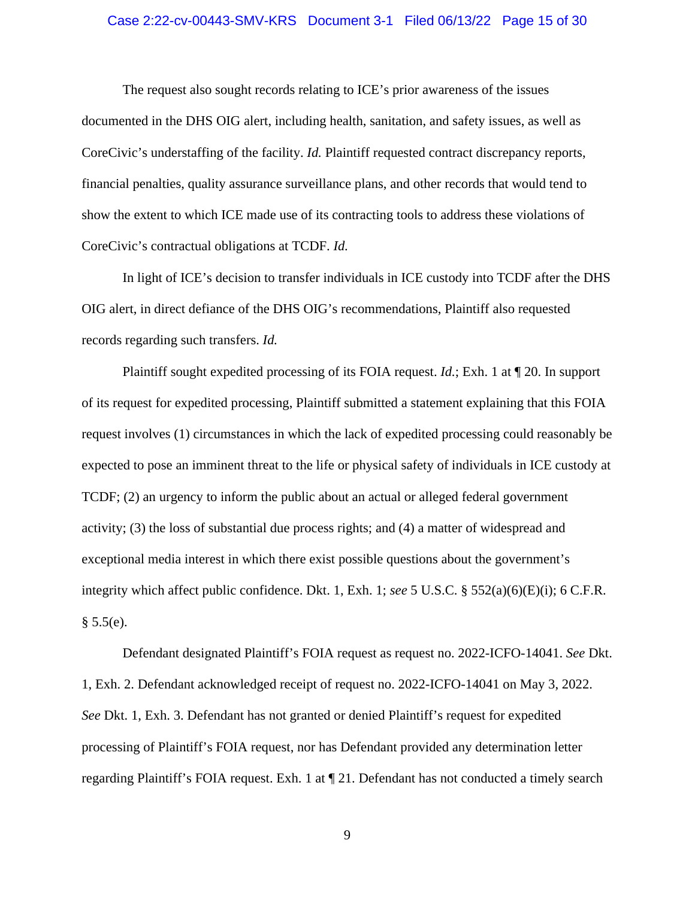The request also sought records relating to ICE's prior awareness of the issues documented in the DHS OIG alert, including health, sanitation, and safety issues, as well as CoreCivic's understaffing of the facility. *Id.* Plaintiff requested contract discrepancy reports, financial penalties, quality assurance surveillance plans, and other records that would tend to show the extent to which ICE made use of its contracting tools to address these violations of CoreCivic's contractual obligations at TCDF. *Id.*

In light of ICE's decision to transfer individuals in ICE custody into TCDF after the DHS OIG alert, in direct defiance of the DHS OIG's recommendations, Plaintiff also requested records regarding such transfers. *Id.*

Plaintiff sought expedited processing of its FOIA request. *Id.*; Exh. 1 at ¶ 20. In support of its request for expedited processing, Plaintiff submitted a statement explaining that this FOIA request involves (1) circumstances in which the lack of expedited processing could reasonably be expected to pose an imminent threat to the life or physical safety of individuals in ICE custody at TCDF; (2) an urgency to inform the public about an actual or alleged federal government activity; (3) the loss of substantial due process rights; and (4) a matter of widespread and exceptional media interest in which there exist possible questions about the government's integrity which affect public confidence. Dkt. 1, Exh. 1; *see* 5 U.S.C. § 552(a)(6)(E)(i); 6 C.F.R. § 5.5(e).

Defendant designated Plaintiff's FOIA request as request no. 2022-ICFO-14041. *See* Dkt. 1, Exh. 2. Defendant acknowledged receipt of request no. 2022-ICFO-14041 on May 3, 2022. *See* Dkt. 1, Exh. 3. Defendant has not granted or denied Plaintiff's request for expedited processing of Plaintiff's FOIA request, nor has Defendant provided any determination letter regarding Plaintiff's FOIA request. Exh. 1 at ¶ 21. Defendant has not conducted a timely search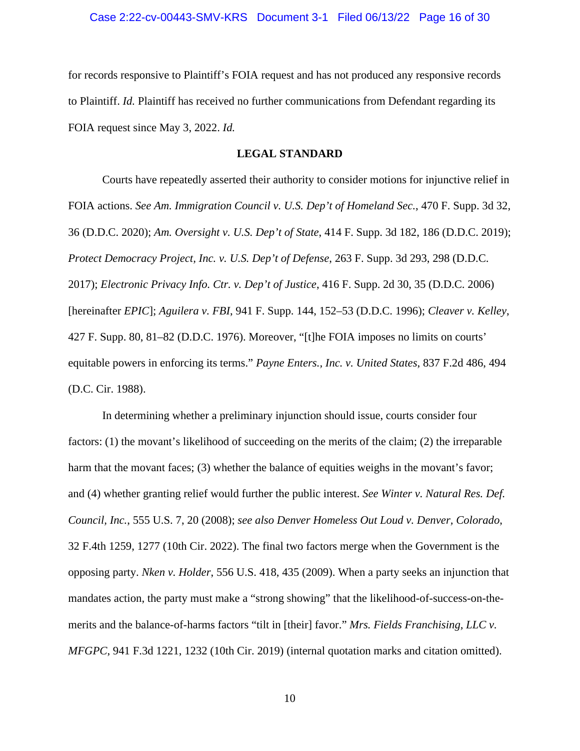for records responsive to Plaintiff's FOIA request and has not produced any responsive records to Plaintiff. *Id.* Plaintiff has received no further communications from Defendant regarding its FOIA request since May 3, 2022. *Id.*

## LEGAL STANDARD

Courts have repeatedly asserted their authority to consider motions for injunctive relief in FOIA actions. *See Am. Immigration Council v. U.S. Dep't of Homeland Sec.*, 470 F. Supp. 3d 32, 36 (D.D.C. 2020); *Am. Oversight v. U.S. Dep't of State*, 414 F. Supp. 3d 182, 186 (D.D.C. 2019); *Protect Democracy Project, Inc. v. U.S. Dep't of Defense*, 263 F. Supp. 3d 293, 298 (D.D.C. 2017); *Electronic Privacy Info. Ctr. v. Dep't of Justice*, 416 F. Supp. 2d 30, 35 (D.D.C. 2006) [hereinafter *EPIC*]; *Aguilera v. FBI*, 941 F. Supp. 144, 152–53 (D.D.C. 1996); *Cleaver v. Kelley*, 427 F. Supp. 80, 81–82 (D.D.C. 1976). Moreover, "[t]he FOIA imposes no limits on courts' equitable powers in enforcing its terms." *Payne Enters., Inc. v. United States*, 837 F.2d 486, 494 (D.C. Cir. 1988).

In determining whether a preliminary injunction should issue, courts consider four factors: (1) the movant's likelihood of succeeding on the merits of the claim; (2) the irreparable harm that the movant faces; (3) whether the balance of equities weighs in the movant's favor; and (4) whether granting relief would further the public interest. *See Winter v. Natural Res. Def. Council, Inc.*, 555 U.S. 7, 20 (2008); *see also Denver Homeless Out Loud v. Denver, Colorado*, 32 F.4th 1259, 1277 (10th Cir. 2022). The final two factors merge when the Government is the opposing party. *Nken v. Holder*, 556 U.S. 418, 435 (2009). When a party seeks an injunction that mandates action, the party must make a "strong showing" that the likelihood-of-success-on-the-merits and the balance-of-harms factors "tilt in [their] favor." *Mrs. Fields Franchising, LLC v. MFGPC*, 941 F.3d 1221, 1232 (10th Cir. 2019) (internal quotation marks and citation omitted).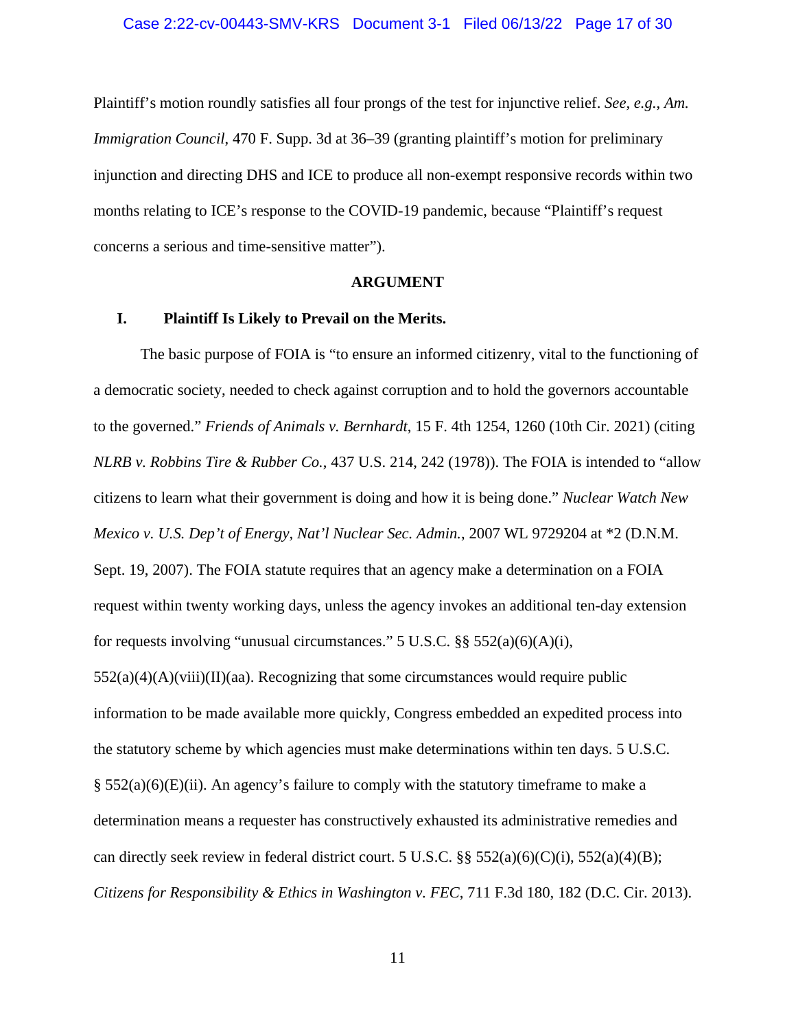Plaintiff's motion roundly satisfies all four prongs of the test for injunctive relief. *See, e.g.*, *Am. Immigration Council*, 470 F. Supp. 3d at 36–39 (granting plaintiff's motion for preliminary injunction and directing DHS and ICE to produce all non-exempt responsive records within two months relating to ICE's response to the COVID-19 pandemic, because "Plaintiff's request concerns a serious and time-sensitive matter").

## ARGUMENT

### I. Plaintiff Is Likely to Prevail on the Merits.

The basic purpose of FOIA is "to ensure an informed citizenry, vital to the functioning of a democratic society, needed to check against corruption and to hold the governors accountable to the governed." *Friends of Animals v. Bernhardt*, 15 F. 4th 1254, 1260 (10th Cir. 2021) (citing *NLRB v. Robbins Tire & Rubber Co.*, 437 U.S. 214, 242 (1978)). The FOIA is intended to "allow citizens to learn what their government is doing and how it is being done." *Nuclear Watch New Mexico v. U.S. Dep't of Energy, Nat'l Nuclear Sec. Admin.*, 2007 WL 9729204 at *2 (D.N.M. Sept. 19, 2007). The FOIA statute requires that an agency make a determination on a FOIA request within twenty working days, unless the agency invokes an additional ten-day extension for requests involving "unusual circumstances." 5 U.S.C. §§ 552(a)(6)(A)(i), 552(a)(4)(A)(viii)(II)(aa). Recognizing that some circumstances would require public information to be made available more quickly, Congress embedded an expedited process into the statutory scheme by which agencies must make determinations within ten days. 5 U.S.C. § 552(a)(6)(E)(ii). An agency's failure to comply with the statutory timeframe to make a determination means a requester has constructively exhausted its administrative remedies and can directly seek review in federal district court. 5 U.S.C. §§ 552(a)(6)(C)(i), 552(a)(4)(B); *Citizens for Responsibility & Ethics in Washington v. FEC*, 711 F.3d 180, 182 (D.C. Cir. 2013).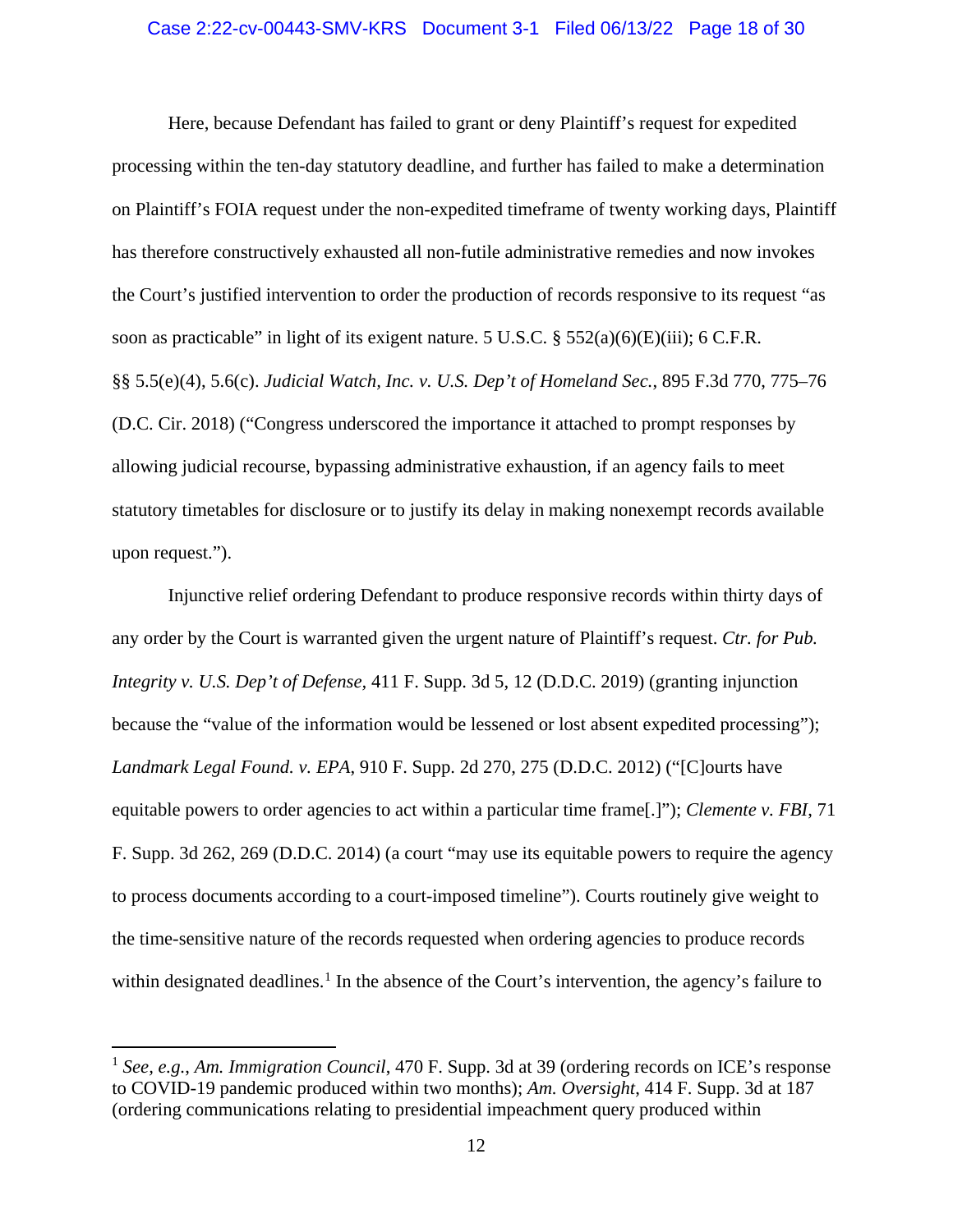Here, because Defendant has failed to grant or deny Plaintiff's request for expedited processing within the ten-day statutory deadline, and further has failed to make a determination on Plaintiff's FOIA request under the non-expedited timeframe of twenty working days, Plaintiff has therefore constructively exhausted all non-futile administrative remedies and now invokes the Court's justified intervention to order the production of records responsive to its request "as soon as practicable" in light of its exigent nature. 5 U.S.C. § 552(a)(6)(E)(iii); 6 C.F.R. §§ 5.5(e)(4), 5.6(c). *Judicial Watch, Inc. v. U.S. Dep't of Homeland Sec.*, 895 F.3d 770, 775–76 (D.C. Cir. 2018) ("Congress underscored the importance it attached to prompt responses by allowing judicial recourse, bypassing administrative exhaustion, if an agency fails to meet statutory timetables for disclosure or to justify its delay in making nonexempt records available upon request.").

Injunctive relief ordering Defendant to produce responsive records within thirty days of any order by the Court is warranted given the urgent nature of Plaintiff's request. *Ctr. for Pub. Integrity v. U.S. Dep't of Defense*, 411 F. Supp. 3d 5, 12 (D.D.C. 2019) (granting injunction because the "value of the information would be lessened or lost absent expedited processing"); *Landmark Legal Found. v. EPA*, 910 F. Supp. 2d 270, 275 (D.D.C. 2012) ("[C]ourts have equitable powers to order agencies to act within a particular time frame[.]"); *Clemente v. FBI*, 71 F. Supp. 3d 262, 269 (D.D.C. 2014) (a court "may use its equitable powers to require the agency to process documents according to a court-imposed timeline"). Courts routinely give weight to the time-sensitive nature of the records requested when ordering agencies to produce records within designated deadlines.[1] In the absence of the Court's intervention, the agency's failure to

---

[1] *See, e.g.*, *Am. Immigration Council*, 470 F. Supp. 3d at 39 (ordering records on ICE's response to COVID-19 pandemic produced within two months); *Am. Oversight*, 414 F. Supp. 3d at 187 (ordering communications relating to presidential impeachment query produced within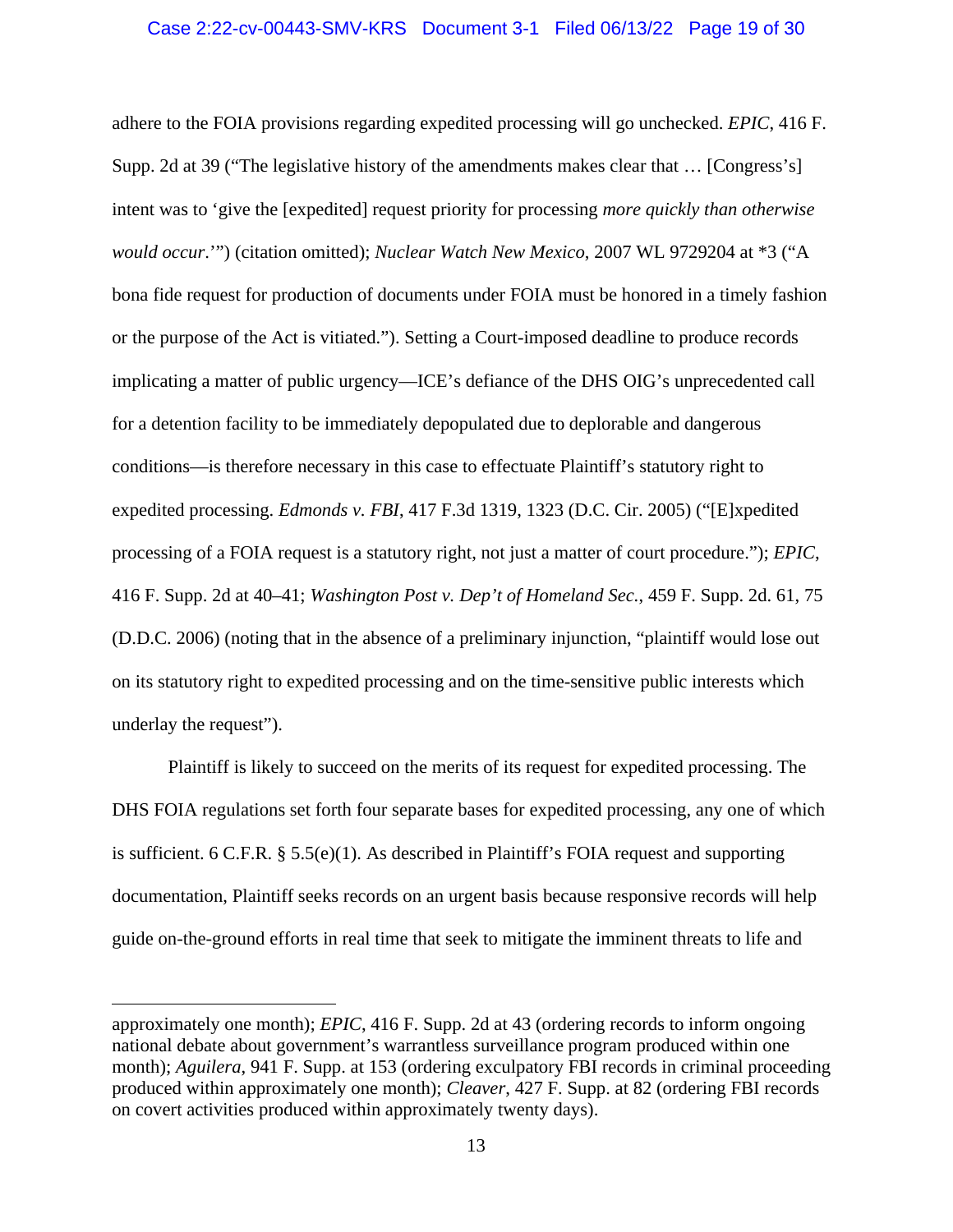adhere to the FOIA provisions regarding expedited processing will go unchecked. *EPIC*, 416 F. Supp. 2d at 39 ("The legislative history of the amendments makes clear that … [Congress's] intent was to 'give the [expedited] request priority for processing *more quickly than otherwise would occur*.'") (citation omitted); *Nuclear Watch New Mexico*, 2007 WL 9729204 at *3 ("A bona fide request for production of documents under FOIA must be honored in a timely fashion or the purpose of the Act is vitiated."). Setting a Court-imposed deadline to produce records implicating a matter of public urgency—ICE's defiance of the DHS OIG's unprecedented call for a detention facility to be immediately depopulated due to deplorable and dangerous conditions—is therefore necessary in this case to effectuate Plaintiff's statutory right to expedited processing. *Edmonds v. FBI*, 417 F.3d 1319, 1323 (D.C. Cir. 2005) ("[E]xpedited processing of a FOIA request is a statutory right, not just a matter of court procedure."); *EPIC*, 416 F. Supp. 2d at 40–41; *Washington Post v. Dep't of Homeland Sec.*, 459 F. Supp. 2d. 61, 75 (D.D.C. 2006) (noting that in the absence of a preliminary injunction, "plaintiff would lose out on its statutory right to expedited processing and on the time-sensitive public interests which underlay the request").

Plaintiff is likely to succeed on the merits of its request for expedited processing. The DHS FOIA regulations set forth four separate bases for expedited processing, any one of which is sufficient. 6 C.F.R. § 5.5(e)(1). As described in Plaintiff's FOIA request and supporting documentation, Plaintiff seeks records on an urgent basis because responsive records will help guide on-the-ground efforts in real time that seek to mitigate the imminent threats to life and

---

approximately one month); *EPIC*, 416 F. Supp. 2d at 43 (ordering records to inform ongoing national debate about government's warrantless surveillance program produced within one month); *Aguilera*, 941 F. Supp. at 153 (ordering exculpatory FBI records in criminal proceeding produced within approximately one month); *Cleaver*, 427 F. Supp. at 82 (ordering FBI records on covert activities produced within approximately twenty days).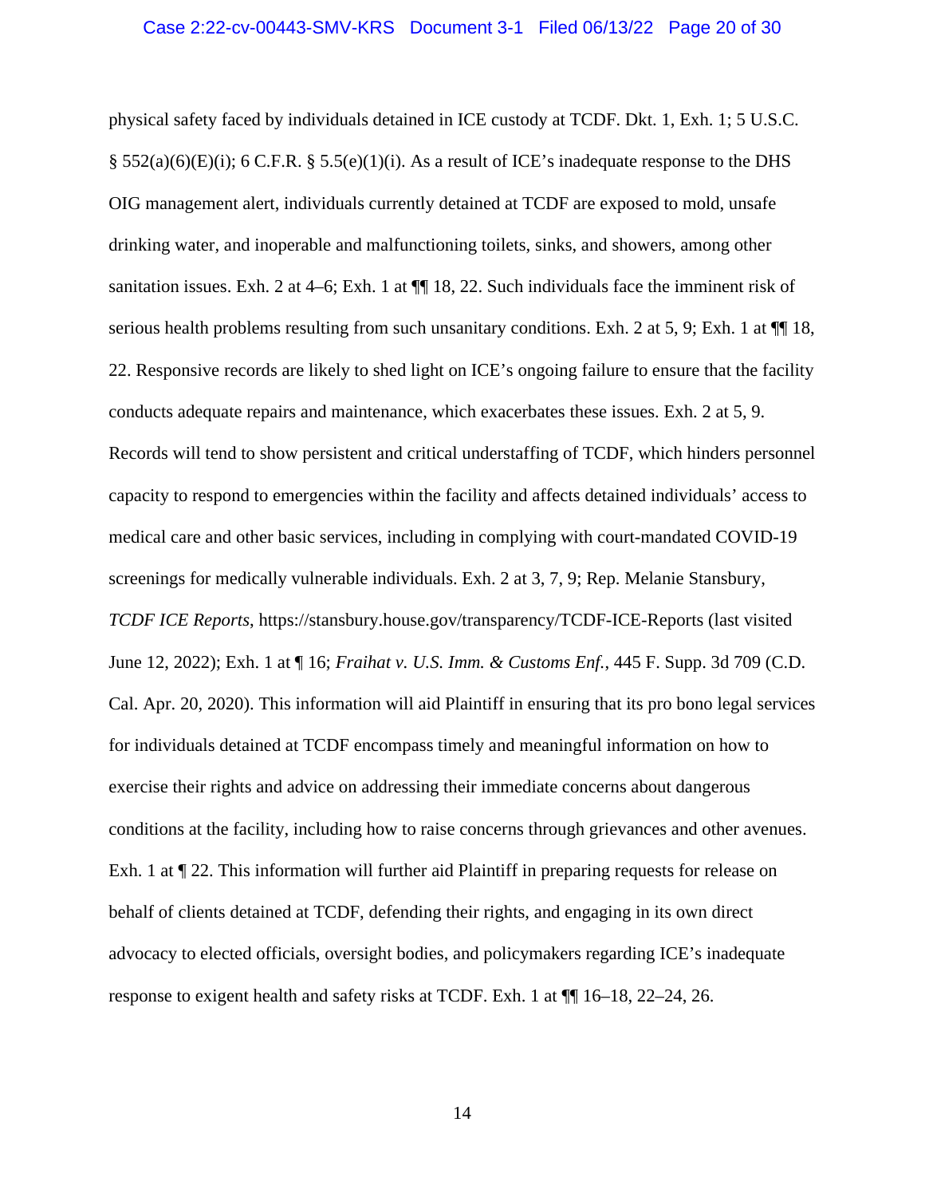physical safety faced by individuals detained in ICE custody at TCDF. Dkt. 1, Exh. 1; 5 U.S.C. § 552(a)(6)(E)(i); 6 C.F.R. § 5.5(e)(1)(i). As a result of ICE's inadequate response to the DHS OIG management alert, individuals currently detained at TCDF are exposed to mold, unsafe drinking water, and inoperable and malfunctioning toilets, sinks, and showers, among other sanitation issues. Exh. 2 at 4–6; Exh. 1 at ¶¶ 18, 22. Such individuals face the imminent risk of serious health problems resulting from such unsanitary conditions. Exh. 2 at 5, 9; Exh. 1 at ¶¶ 18, 22. Responsive records are likely to shed light on ICE's ongoing failure to ensure that the facility conducts adequate repairs and maintenance, which exacerbates these issues. Exh. 2 at 5, 9. Records will tend to show persistent and critical understaffing of TCDF, which hinders personnel capacity to respond to emergencies within the facility and affects detained individuals' access to medical care and other basic services, including in complying with court-mandated COVID-19 screenings for medically vulnerable individuals. Exh. 2 at 3, 7, 9; Rep. Melanie Stansbury, *TCDF ICE Reports*, https://stansbury.house.gov/transparency/TCDF-ICE-Reports (last visited June 12, 2022); Exh. 1 at ¶ 16; *Fraihat v. U.S. Imm. & Customs Enf.*, 445 F. Supp. 3d 709 (C.D. Cal. Apr. 20, 2020). This information will aid Plaintiff in ensuring that its pro bono legal services for individuals detained at TCDF encompass timely and meaningful information on how to exercise their rights and advice on addressing their immediate concerns about dangerous conditions at the facility, including how to raise concerns through grievances and other avenues. Exh. 1 at ¶ 22. This information will further aid Plaintiff in preparing requests for release on behalf of clients detained at TCDF, defending their rights, and engaging in its own direct advocacy to elected officials, oversight bodies, and policymakers regarding ICE's inadequate response to exigent health and safety risks at TCDF. Exh. 1 at ¶¶ 16–18, 22–24, 26.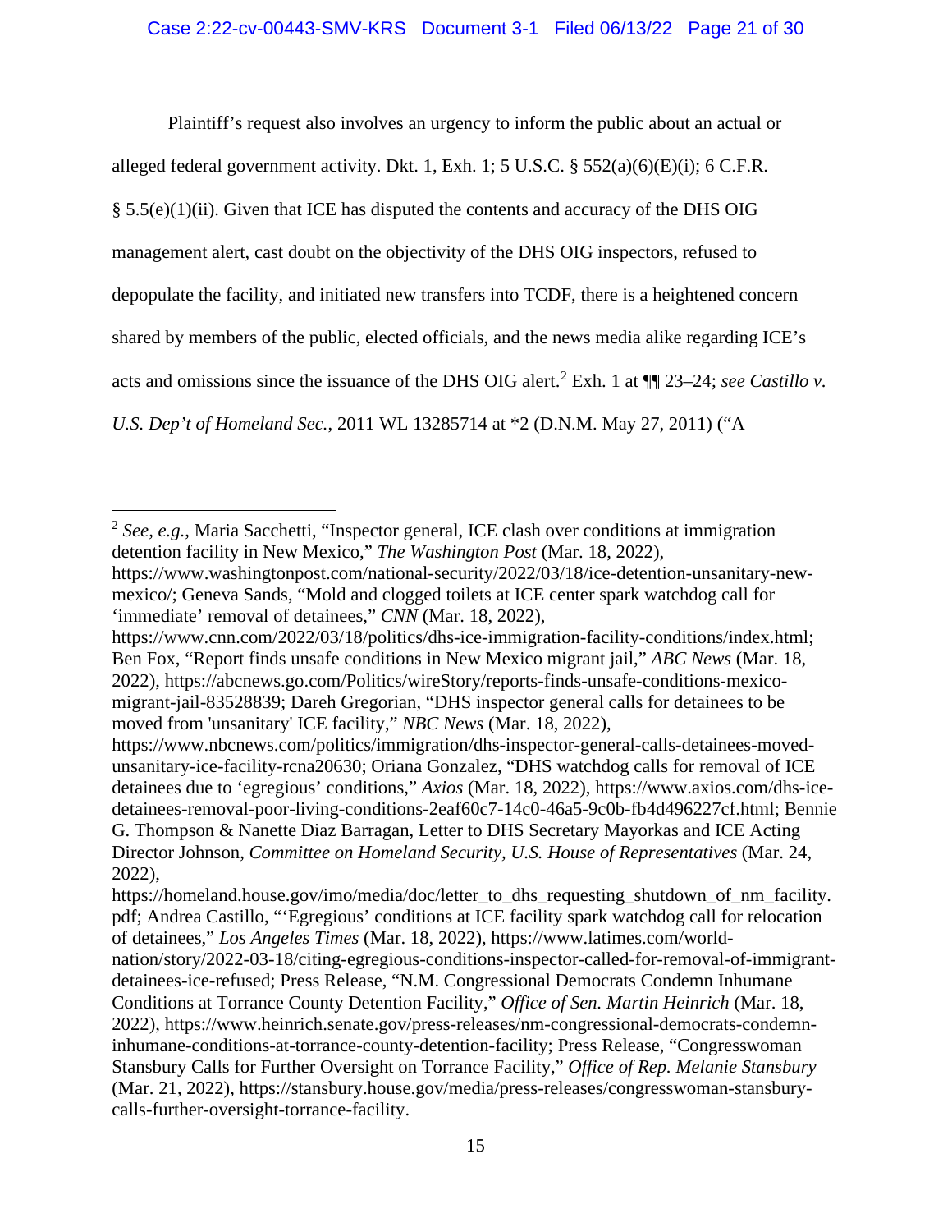Plaintiff's request also involves an urgency to inform the public about an actual or alleged federal government activity. Dkt. 1, Exh. 1; 5 U.S.C. § 552(a)(6)(E)(i); 6 C.F.R. § 5.5(e)(1)(ii). Given that ICE has disputed the contents and accuracy of the DHS OIG management alert, cast doubt on the objectivity of the DHS OIG inspectors, refused to depopulate the facility, and initiated new transfers into TCDF, there is a heightened concern shared by members of the public, elected officials, and the news media alike regarding ICE's acts and omissions since the issuance of the DHS OIG alert.[2] Exh. 1 at ¶¶ 23–24; *see Castillo v. U.S. Dep't of Homeland Sec.*, 2011 WL 13285714 at *2 (D.N.M. May 27, 2011) ("A

---

[2] *See, e.g.*, Maria Sacchetti, "Inspector general, ICE clash over conditions at immigration detention facility in New Mexico," *The Washington Post* (Mar. 18, 2022), https://www.washingtonpost.com/national-security/2022/03/18/ice-detention-unsanitary-new-mexico/; Geneva Sands, "Mold and clogged toilets at ICE center spark watchdog call for 'immediate' removal of detainees," *CNN* (Mar. 18, 2022), https://www.cnn.com/2022/03/18/politics/dhs-ice-immigration-facility-conditions/index.html; Ben Fox, "Report finds unsafe conditions in New Mexico migrant jail," *ABC News* (Mar. 18, 2022), https://abcnews.go.com/Politics/wireStory/reports-finds-unsafe-conditions-mexico-migrant-jail-83528839; Dareh Gregorian, "DHS inspector general calls for detainees to be moved from 'unsanitary' ICE facility," *NBC News* (Mar. 18, 2022), https://www.nbcnews.com/politics/immigration/dhs-inspector-general-calls-detainees-moved-unsanitary-ice-facility-rcna20630; Oriana Gonzalez, "DHS watchdog calls for removal of ICE detainees due to 'egregious' conditions," *Axios* (Mar. 18, 2022), https://www.axios.com/dhs-ice-detainees-removal-poor-living-conditions-2eaf60c7-14c0-46a5-9c0b-fb4d496227cf.html; Bennie G. Thompson & Nanette Diaz Barragan, Letter to DHS Secretary Mayorkas and ICE Acting Director Johnson, *Committee on Homeland Security, U.S. House of Representatives* (Mar. 24, 2022), https://homeland.house.gov/imo/media/doc/letter_to_dhs_requesting_shutdown_of_nm_facility.pdf; Andrea Castillo, "'Egregious' conditions at ICE facility spark watchdog call for relocation of detainees," *Los Angeles Times* (Mar. 18, 2022), https://www.latimes.com/world-nation/story/2022-03-18/citing-egregious-conditions-inspector-called-for-removal-of-immigrant-detainees-ice-refused; Press Release, "N.M. Congressional Democrats Condemn Inhumane Conditions at Torrance County Detention Facility," *Office of Sen. Martin Heinrich* (Mar. 18, 2022), https://www.heinrich.senate.gov/press-releases/nm-congressional-democrats-condemn-inhumane-conditions-at-torrance-county-detention-facility; Press Release, "Congresswoman Stansbury Calls for Further Oversight on Torrance Facility," *Office of Rep. Melanie Stansbury* (Mar. 21, 2022), https://stansbury.house.gov/media/press-releases/congresswoman-stansbury-calls-further-oversight-torrance-facility.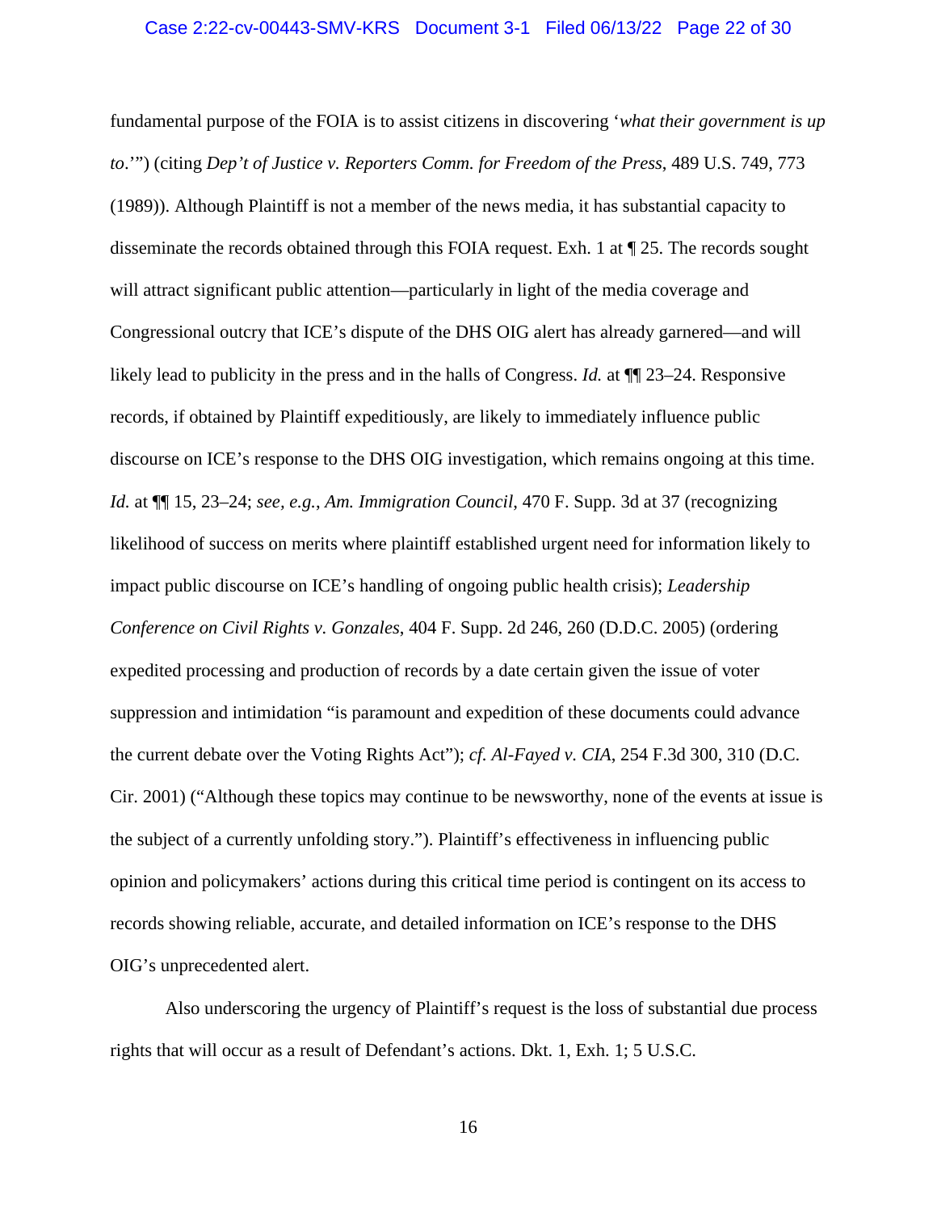fundamental purpose of the FOIA is to assist citizens in discovering '*what their government is up to*.'") (citing *Dep't of Justice v. Reporters Comm. for Freedom of the Press*, 489 U.S. 749, 773 (1989)). Although Plaintiff is not a member of the news media, it has substantial capacity to disseminate the records obtained through this FOIA request. Exh. 1 at ¶ 25. The records sought will attract significant public attention—particularly in light of the media coverage and Congressional outcry that ICE's dispute of the DHS OIG alert has already garnered—and will likely lead to publicity in the press and in the halls of Congress. *Id.* at ¶¶ 23–24. Responsive records, if obtained by Plaintiff expeditiously, are likely to immediately influence public discourse on ICE's response to the DHS OIG investigation, which remains ongoing at this time. *Id.* at ¶¶ 15, 23–24; *see, e.g.*, *Am. Immigration Council*, 470 F. Supp. 3d at 37 (recognizing likelihood of success on merits where plaintiff established urgent need for information likely to impact public discourse on ICE's handling of ongoing public health crisis); *Leadership Conference on Civil Rights v. Gonzales*, 404 F. Supp. 2d 246, 260 (D.D.C. 2005) (ordering expedited processing and production of records by a date certain given the issue of voter suppression and intimidation "is paramount and expedition of these documents could advance the current debate over the Voting Rights Act"); *cf. Al-Fayed v. CIA*, 254 F.3d 300, 310 (D.C. Cir. 2001) ("Although these topics may continue to be newsworthy, none of the events at issue is the subject of a currently unfolding story."). Plaintiff's effectiveness in influencing public opinion and policymakers' actions during this critical time period is contingent on its access to records showing reliable, accurate, and detailed information on ICE's response to the DHS OIG's unprecedented alert.

Also underscoring the urgency of Plaintiff's request is the loss of substantial due process rights that will occur as a result of Defendant's actions. Dkt. 1, Exh. 1; 5 U.S.C.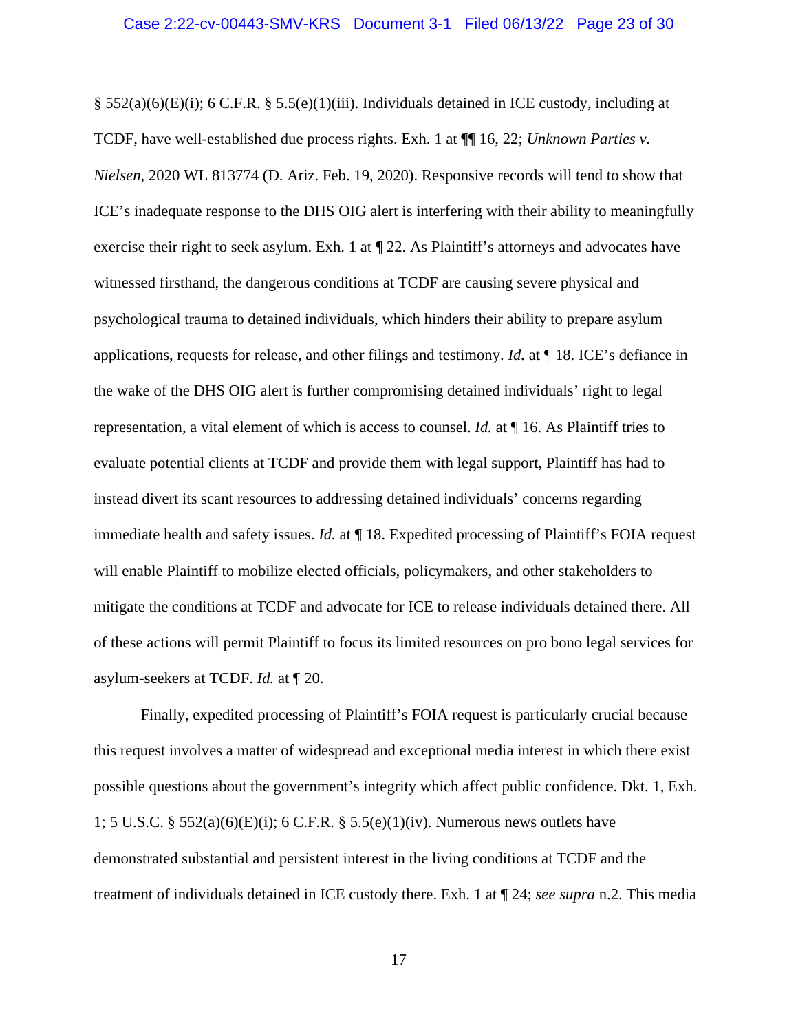§ 552(a)(6)(E)(i); 6 C.F.R. § 5.5(e)(1)(iii). Individuals detained in ICE custody, including at TCDF, have well-established due process rights. Exh. 1 at ¶¶ 16, 22; *Unknown Parties v. Nielsen*, 2020 WL 813774 (D. Ariz. Feb. 19, 2020). Responsive records will tend to show that ICE's inadequate response to the DHS OIG alert is interfering with their ability to meaningfully exercise their right to seek asylum. Exh. 1 at ¶ 22. As Plaintiff's attorneys and advocates have witnessed firsthand, the dangerous conditions at TCDF are causing severe physical and psychological trauma to detained individuals, which hinders their ability to prepare asylum applications, requests for release, and other filings and testimony. *Id.* at ¶ 18. ICE's defiance in the wake of the DHS OIG alert is further compromising detained individuals' right to legal representation, a vital element of which is access to counsel. *Id.* at ¶ 16. As Plaintiff tries to evaluate potential clients at TCDF and provide them with legal support, Plaintiff has had to instead divert its scant resources to addressing detained individuals' concerns regarding immediate health and safety issues. *Id.* at ¶ 18. Expedited processing of Plaintiff's FOIA request will enable Plaintiff to mobilize elected officials, policymakers, and other stakeholders to mitigate the conditions at TCDF and advocate for ICE to release individuals detained there. All of these actions will permit Plaintiff to focus its limited resources on pro bono legal services for asylum-seekers at TCDF. *Id.* at ¶ 20.

Finally, expedited processing of Plaintiff's FOIA request is particularly crucial because this request involves a matter of widespread and exceptional media interest in which there exist possible questions about the government's integrity which affect public confidence. Dkt. 1, Exh. 1; 5 U.S.C. § 552(a)(6)(E)(i); 6 C.F.R. § 5.5(e)(1)(iv). Numerous news outlets have demonstrated substantial and persistent interest in the living conditions at TCDF and the treatment of individuals detained in ICE custody there. Exh. 1 at ¶ 24; *see supra* n.2. This media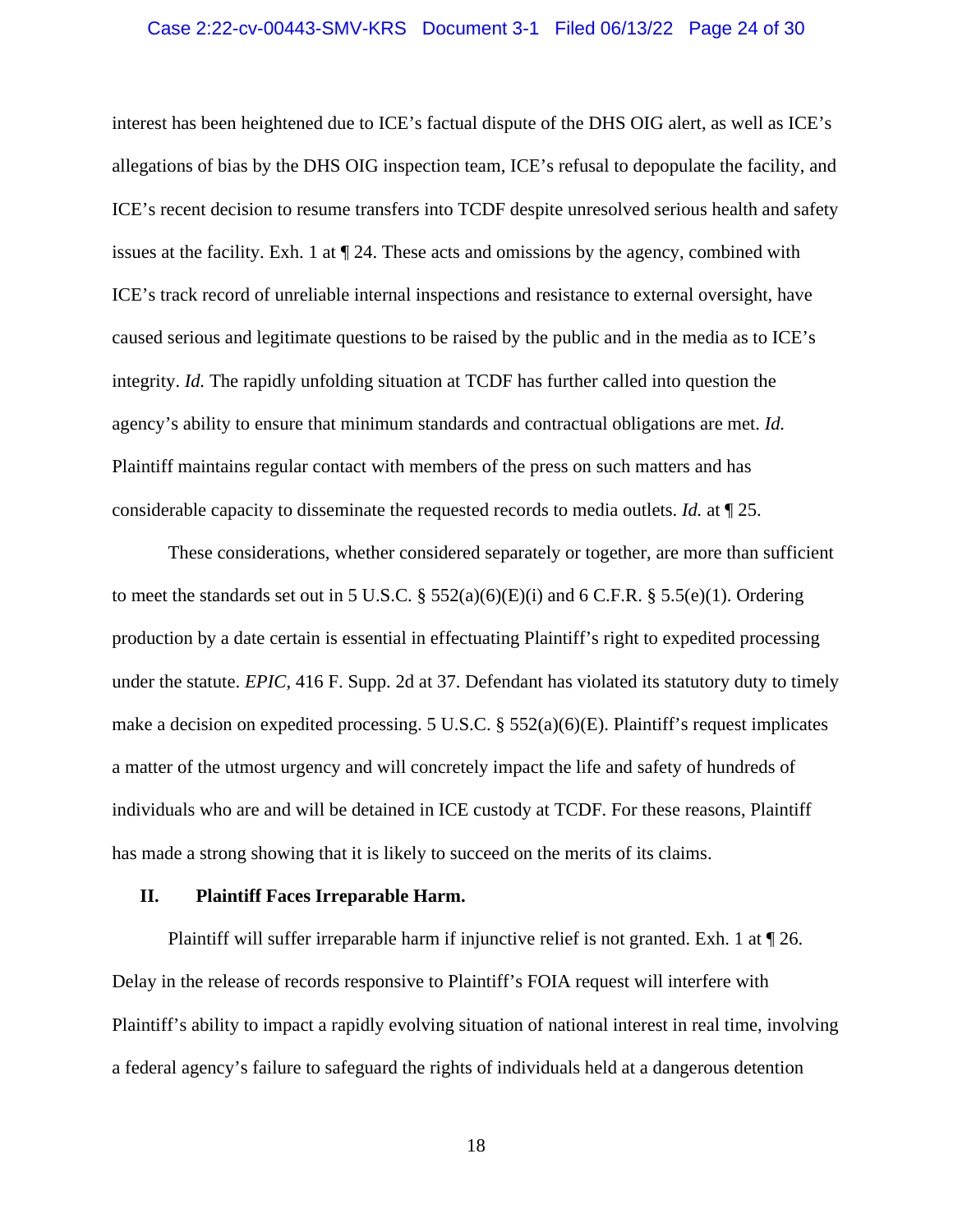interest has been heightened due to ICE's factual dispute of the DHS OIG alert, as well as ICE's allegations of bias by the DHS OIG inspection team, ICE's refusal to depopulate the facility, and ICE's recent decision to resume transfers into TCDF despite unresolved serious health and safety issues at the facility. Exh. 1 at ¶ 24. These acts and omissions by the agency, combined with ICE's track record of unreliable internal inspections and resistance to external oversight, have caused serious and legitimate questions to be raised by the public and in the media as to ICE's integrity. *Id.* The rapidly unfolding situation at TCDF has further called into question the agency's ability to ensure that minimum standards and contractual obligations are met. *Id.* Plaintiff maintains regular contact with members of the press on such matters and has considerable capacity to disseminate the requested records to media outlets. *Id.* at ¶ 25.

These considerations, whether considered separately or together, are more than sufficient to meet the standards set out in 5 U.S.C. § 552(a)(6)(E)(i) and 6 C.F.R. § 5.5(e)(1). Ordering production by a date certain is essential in effectuating Plaintiff's right to expedited processing under the statute. *EPIC*, 416 F. Supp. 2d at 37. Defendant has violated its statutory duty to timely make a decision on expedited processing. 5 U.S.C. § 552(a)(6)(E). Plaintiff's request implicates a matter of the utmost urgency and will concretely impact the life and safety of hundreds of individuals who are and will be detained in ICE custody at TCDF. For these reasons, Plaintiff has made a strong showing that it is likely to succeed on the merits of its claims.

## II. Plaintiff Faces Irreparable Harm.

Plaintiff will suffer irreparable harm if injunctive relief is not granted. Exh. 1 at ¶ 26. Delay in the release of records responsive to Plaintiff's FOIA request will interfere with Plaintiff's ability to impact a rapidly evolving situation of national interest in real time, involving a federal agency's failure to safeguard the rights of individuals held at a dangerous detention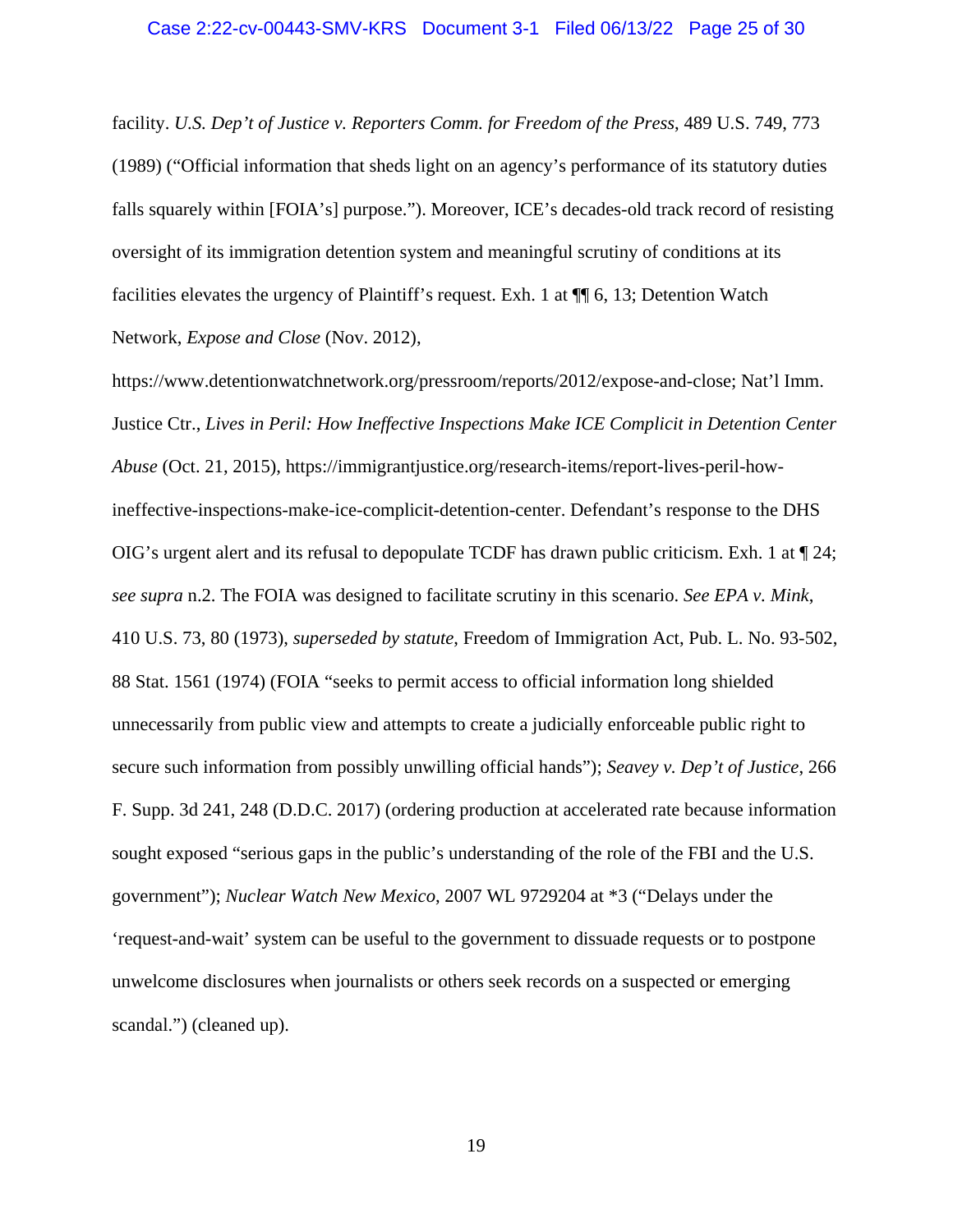facility. *U.S. Dep't of Justice v. Reporters Comm. for Freedom of the Press*, 489 U.S. 749, 773 (1989) ("Official information that sheds light on an agency's performance of its statutory duties falls squarely within [FOIA's] purpose."). Moreover, ICE's decades-old track record of resisting oversight of its immigration detention system and meaningful scrutiny of conditions at its facilities elevates the urgency of Plaintiff's request. Exh. 1 at ¶¶ 6, 13; Detention Watch Network, *Expose and Close* (Nov. 2012), https://www.detentionwatchnetwork.org/pressroom/reports/2012/expose-and-close; Nat'l Imm. Justice Ctr., *Lives in Peril: How Ineffective Inspections Make ICE Complicit in Detention Center Abuse* (Oct. 21, 2015), https://immigrantjustice.org/research-items/report-lives-peril-how-ineffective-inspections-make-ice-complicit-detention-center. Defendant's response to the DHS OIG's urgent alert and its refusal to depopulate TCDF has drawn public criticism. Exh. 1 at ¶ 24; *see supra* n.2. The FOIA was designed to facilitate scrutiny in this scenario. *See EPA v. Mink*, 410 U.S. 73, 80 (1973), *superseded by statute*, Freedom of Immigration Act, Pub. L. No. 93-502, 88 Stat. 1561 (1974) (FOIA "seeks to permit access to official information long shielded unnecessarily from public view and attempts to create a judicially enforceable public right to secure such information from possibly unwilling official hands"); *Seavey v. Dep't of Justice*, 266 F. Supp. 3d 241, 248 (D.D.C. 2017) (ordering production at accelerated rate because information sought exposed "serious gaps in the public's understanding of the role of the FBI and the U.S. government"); *Nuclear Watch New Mexico*, 2007 WL 9729204 at *3 ("Delays under the 'request-and-wait' system can be useful to the government to dissuade requests or to postpone unwelcome disclosures when journalists or others seek records on a suspected or emerging scandal.") (cleaned up).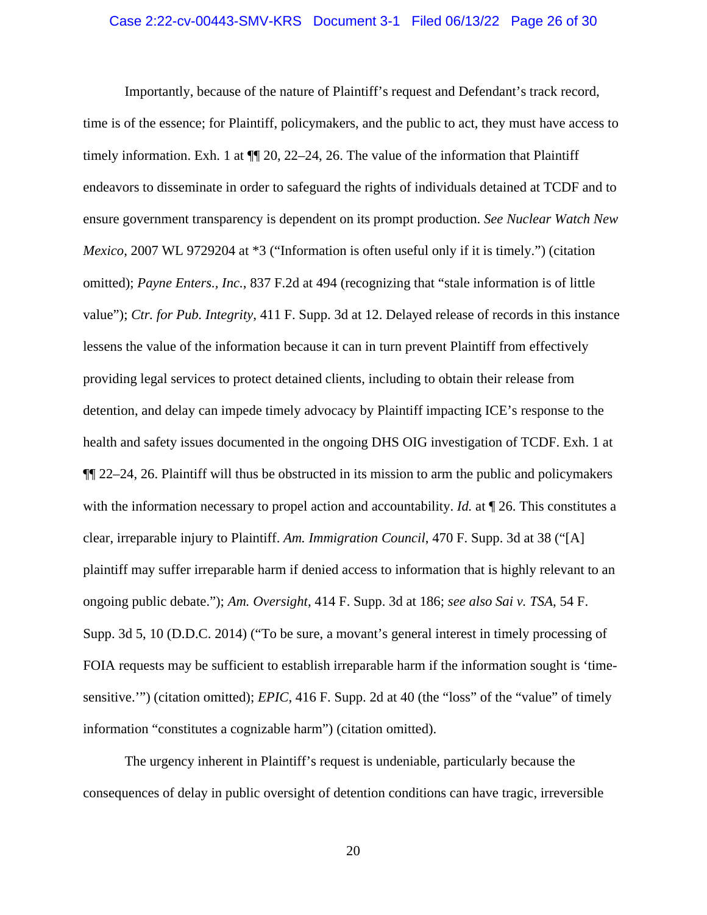Importantly, because of the nature of Plaintiff's request and Defendant's track record, time is of the essence; for Plaintiff, policymakers, and the public to act, they must have access to timely information. Exh. 1 at ¶¶ 20, 22–24, 26. The value of the information that Plaintiff endeavors to disseminate in order to safeguard the rights of individuals detained at TCDF and to ensure government transparency is dependent on its prompt production. *See Nuclear Watch New Mexico*, 2007 WL 9729204 at *3 ("Information is often useful only if it is timely.") (citation omitted); *Payne Enters., Inc.*, 837 F.2d at 494 (recognizing that "stale information is of little value"); *Ctr. for Pub. Integrity*, 411 F. Supp. 3d at 12. Delayed release of records in this instance lessens the value of the information because it can in turn prevent Plaintiff from effectively providing legal services to protect detained clients, including to obtain their release from detention, and delay can impede timely advocacy by Plaintiff impacting ICE's response to the health and safety issues documented in the ongoing DHS OIG investigation of TCDF. Exh. 1 at ¶¶ 22–24, 26. Plaintiff will thus be obstructed in its mission to arm the public and policymakers with the information necessary to propel action and accountability. *Id.* at ¶ 26. This constitutes a clear, irreparable injury to Plaintiff. *Am. Immigration Council*, 470 F. Supp. 3d at 38 ("[A] plaintiff may suffer irreparable harm if denied access to information that is highly relevant to an ongoing public debate."); *Am. Oversight*, 414 F. Supp. 3d at 186; *see also Sai v. TSA*, 54 F. Supp. 3d 5, 10 (D.D.C. 2014) ("To be sure, a movant's general interest in timely processing of FOIA requests may be sufficient to establish irreparable harm if the information sought is 'time-sensitive.'") (citation omitted); *EPIC*, 416 F. Supp. 2d at 40 (the "loss" of the "value" of timely information "constitutes a cognizable harm") (citation omitted).

The urgency inherent in Plaintiff's request is undeniable, particularly because the consequences of delay in public oversight of detention conditions can have tragic, irreversible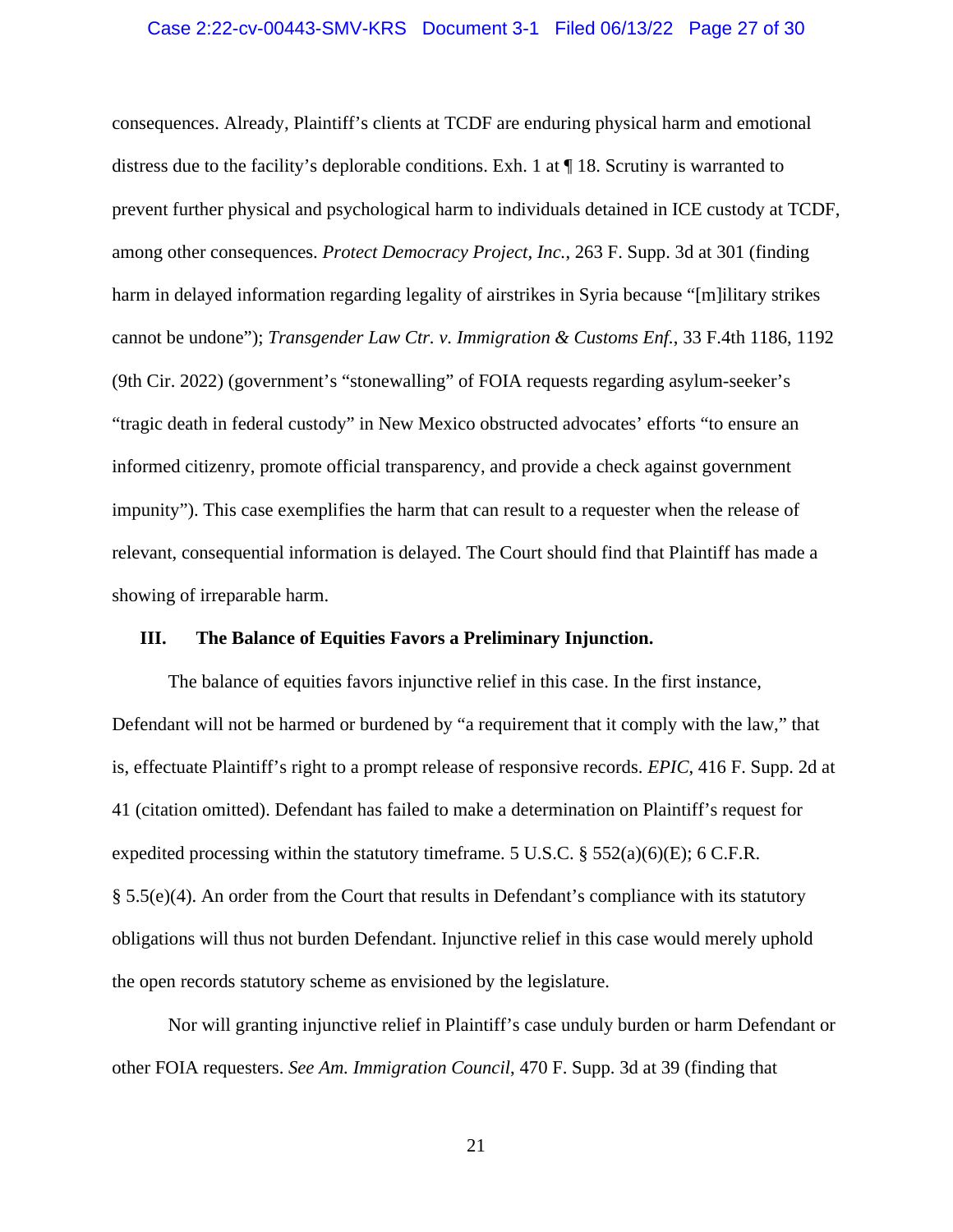consequences. Already, Plaintiff's clients at TCDF are enduring physical harm and emotional distress due to the facility's deplorable conditions. Exh. 1 at ¶ 18. Scrutiny is warranted to prevent further physical and psychological harm to individuals detained in ICE custody at TCDF, among other consequences. *Protect Democracy Project, Inc.*, 263 F. Supp. 3d at 301 (finding harm in delayed information regarding legality of airstrikes in Syria because "[m]ilitary strikes cannot be undone"); *Transgender Law Ctr. v. Immigration & Customs Enf.*, 33 F.4th 1186, 1192 (9th Cir. 2022) (government's "stonewalling" of FOIA requests regarding asylum-seeker's "tragic death in federal custody" in New Mexico obstructed advocates' efforts "to ensure an informed citizenry, promote official transparency, and provide a check against government impunity"). This case exemplifies the harm that can result to a requester when the release of relevant, consequential information is delayed. The Court should find that Plaintiff has made a showing of irreparable harm.

## III. The Balance of Equities Favors a Preliminary Injunction.

The balance of equities favors injunctive relief in this case. In the first instance, Defendant will not be harmed or burdened by "a requirement that it comply with the law," that is, effectuate Plaintiff's right to a prompt release of responsive records. *EPIC*, 416 F. Supp. 2d at 41 (citation omitted). Defendant has failed to make a determination on Plaintiff's request for expedited processing within the statutory timeframe. 5 U.S.C. § 552(a)(6)(E); 6 C.F.R. § 5.5(e)(4). An order from the Court that results in Defendant's compliance with its statutory obligations will thus not burden Defendant. Injunctive relief in this case would merely uphold the open records statutory scheme as envisioned by the legislature.

Nor will granting injunctive relief in Plaintiff's case unduly burden or harm Defendant or other FOIA requesters. *See Am. Immigration Council*, 470 F. Supp. 3d at 39 (finding that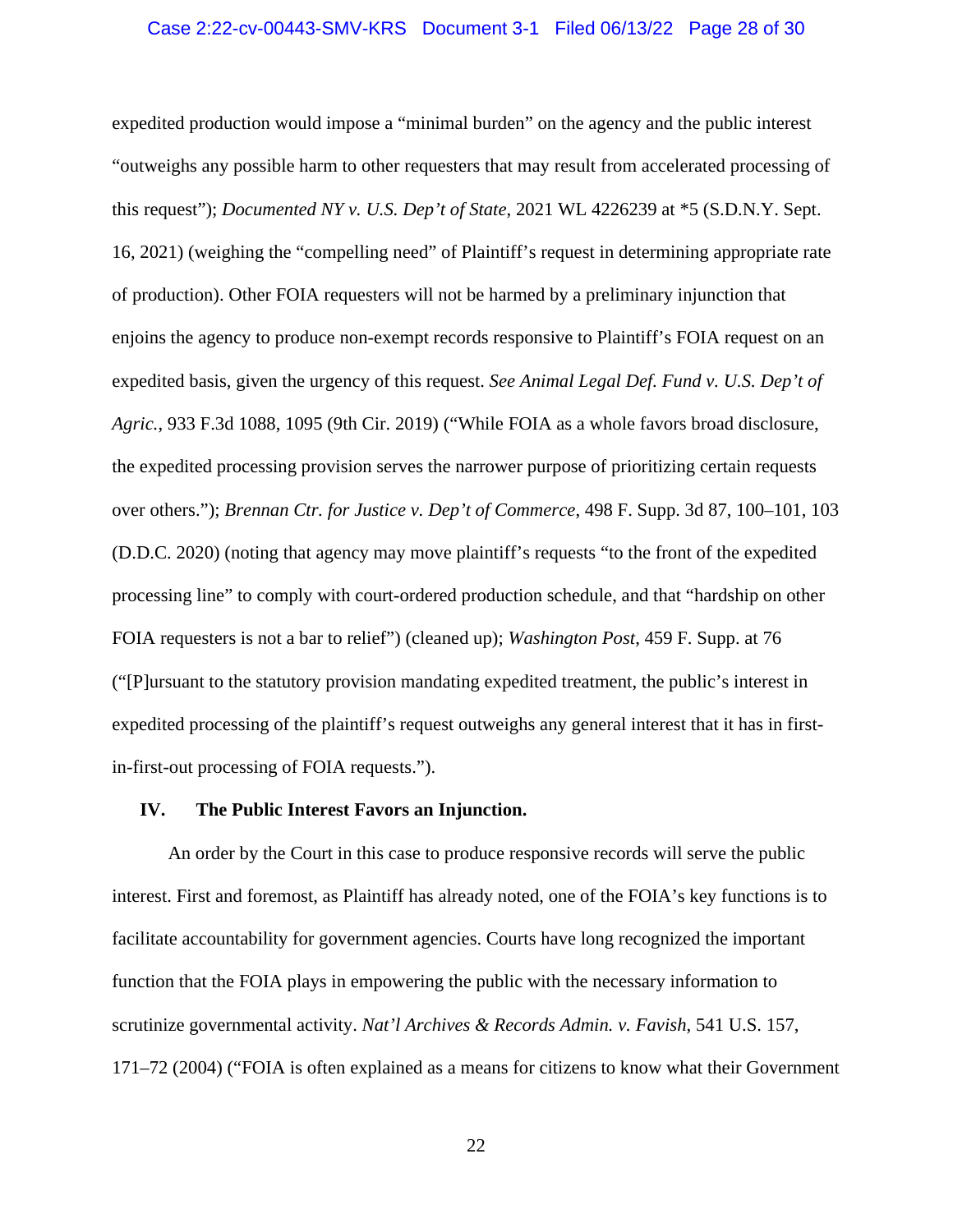expedited production would impose a "minimal burden" on the agency and the public interest "outweighs any possible harm to other requesters that may result from accelerated processing of this request"); *Documented NY v. U.S. Dep't of State*, 2021 WL 4226239 at *5 (S.D.N.Y. Sept. 16, 2021) (weighing the "compelling need" of Plaintiff's request in determining appropriate rate of production). Other FOIA requesters will not be harmed by a preliminary injunction that enjoins the agency to produce non-exempt records responsive to Plaintiff's FOIA request on an expedited basis, given the urgency of this request. *See Animal Legal Def. Fund v. U.S. Dep't of Agric.*, 933 F.3d 1088, 1095 (9th Cir. 2019) ("While FOIA as a whole favors broad disclosure, the expedited processing provision serves the narrower purpose of prioritizing certain requests over others."); *Brennan Ctr. for Justice v. Dep't of Commerce*, 498 F. Supp. 3d 87, 100–101, 103 (D.D.C. 2020) (noting that agency may move plaintiff's requests "to the front of the expedited processing line" to comply with court-ordered production schedule, and that "hardship on other FOIA requesters is not a bar to relief") (cleaned up); *Washington Post*, 459 F. Supp. at 76 ("[P]ursuant to the statutory provision mandating expedited treatment, the public's interest in expedited processing of the plaintiff's request outweighs any general interest that it has in first-in-first-out processing of FOIA requests.").

## IV. The Public Interest Favors an Injunction.

An order by the Court in this case to produce responsive records will serve the public interest. First and foremost, as Plaintiff has already noted, one of the FOIA's key functions is to facilitate accountability for government agencies. Courts have long recognized the important function that the FOIA plays in empowering the public with the necessary information to scrutinize governmental activity. *Nat'l Archives & Records Admin. v. Favish*, 541 U.S. 157, 171–72 (2004) ("FOIA is often explained as a means for citizens to know what their Government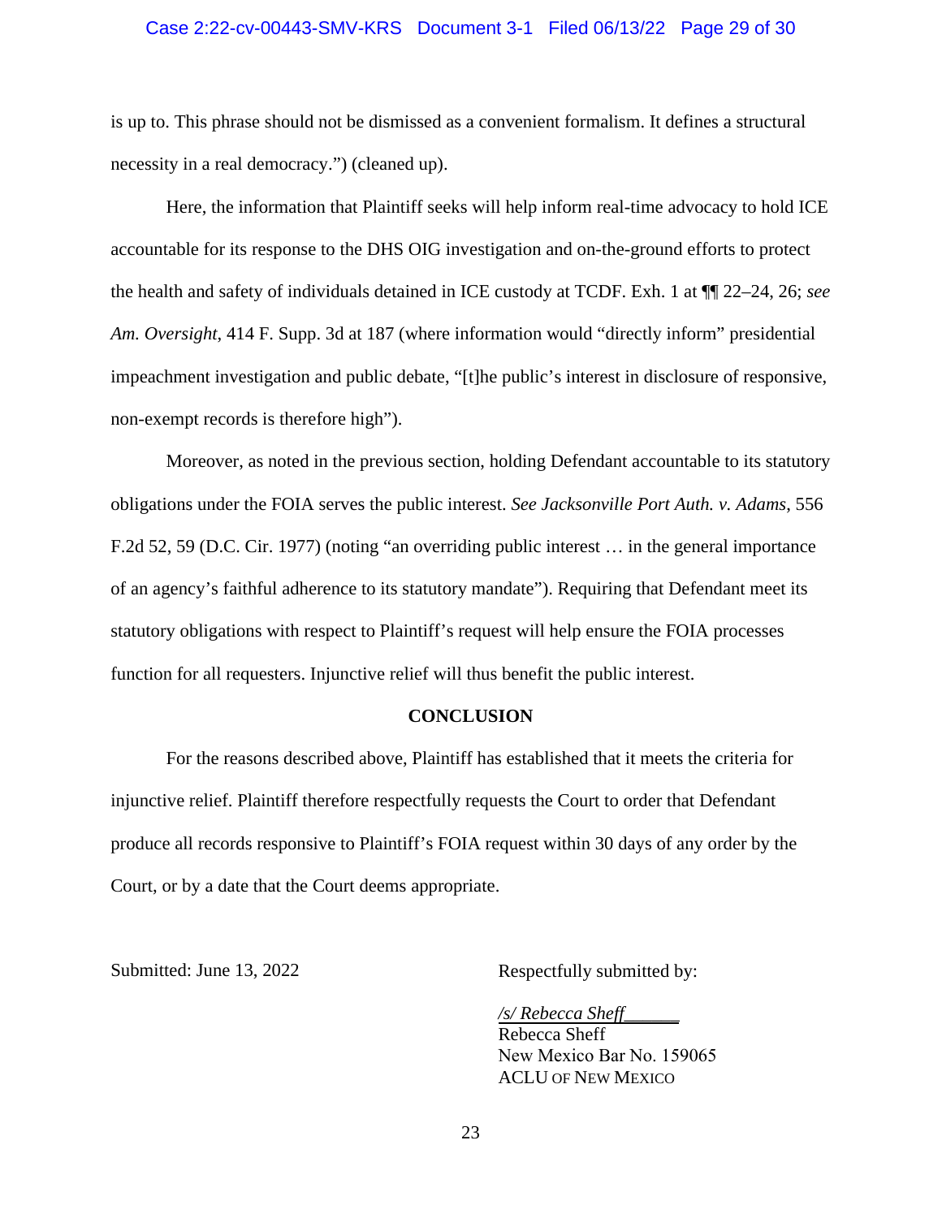is up to. This phrase should not be dismissed as a convenient formalism. It defines a structural necessity in a real democracy.") (cleaned up).

Here, the information that Plaintiff seeks will help inform real-time advocacy to hold ICE accountable for its response to the DHS OIG investigation and on-the-ground efforts to protect the health and safety of individuals detained in ICE custody at TCDF. Exh. 1 at ¶¶ 22–24, 26; *see Am. Oversight*, 414 F. Supp. 3d at 187 (where information would "directly inform" presidential impeachment investigation and public debate, "[t]he public's interest in disclosure of responsive, non-exempt records is therefore high").

Moreover, as noted in the previous section, holding Defendant accountable to its statutory obligations under the FOIA serves the public interest. *See Jacksonville Port Auth. v. Adams*, 556 F.2d 52, 59 (D.C. Cir. 1977) (noting "an overriding public interest … in the general importance of an agency's faithful adherence to its statutory mandate"). Requiring that Defendant meet its statutory obligations with respect to Plaintiff's request will help ensure the FOIA processes function for all requesters. Injunctive relief will thus benefit the public interest.

## CONCLUSION

For the reasons described above, Plaintiff has established that it meets the criteria for injunctive relief. Plaintiff therefore respectfully requests the Court to order that Defendant produce all records responsive to Plaintiff's FOIA request within 30 days of any order by the Court, or by a date that the Court deems appropriate.

Submitted: June 13, 2022

Respectfully submitted by:

*/s/ Rebecca Sheff*______
Rebecca Sheff
New Mexico Bar No. 159065
ACLU OF NEW MEXICO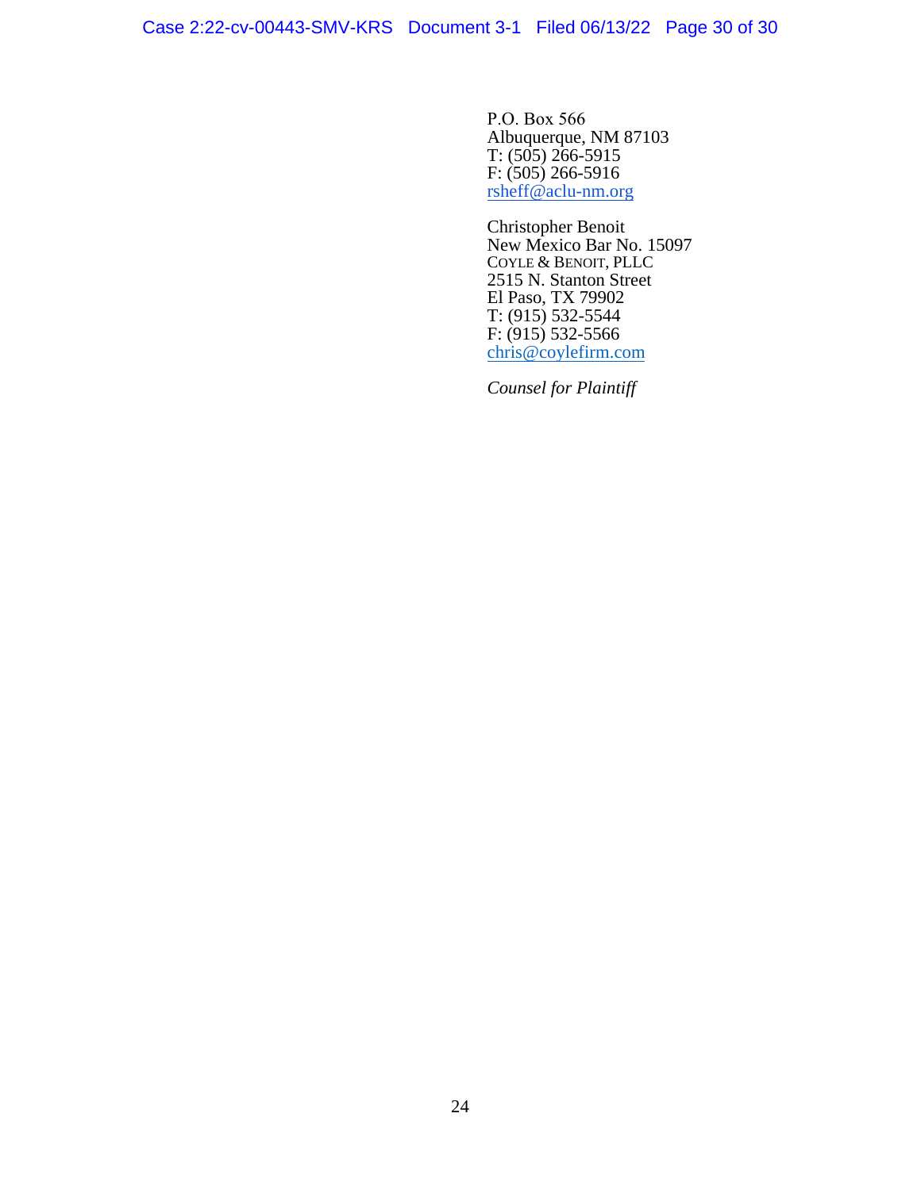P.O. Box 566
Albuquerque, NM 87103
T: (505) 266-5915
F: (505) 266-5916
rsheff@aclu-nm.org

Christopher Benoit
New Mexico Bar No. 15097
COYLE & BENOIT, PLLC
2515 N. Stanton Street
El Paso, TX 79902
T: (915) 532-5544
F: (915) 532-5566
chris@coylefirm.com

*Counsel for Plaintiff*